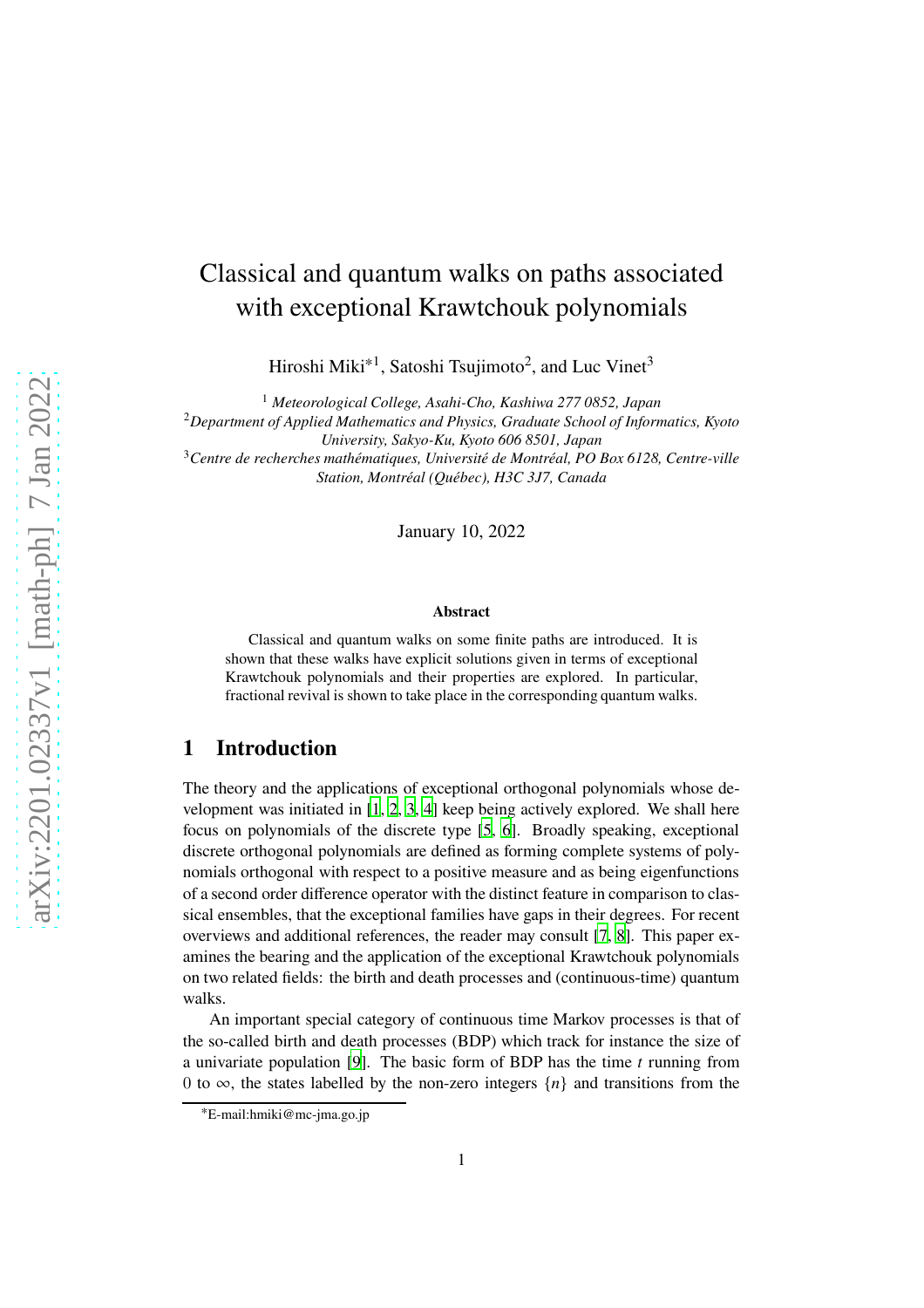# Classical and quantum walks on paths associated with exceptional Krawtchouk polynomials

Hiroshi Miki*[1], Satoshi Tsujimoto[2], and Luc Vinet[3]

[1] *Meteorological College, Asahi-Cho, Kashiwa 277 0852, Japan*

[2] *Department of Applied Mathematics and Physics, Graduate School of Informatics, Kyoto University, Sakyo-Ku, Kyoto 606 8501, Japan*

[3] *Centre de recherches mathématiques, Université de Montréal, PO Box 6128, Centre-ville Station, Montréal (Québec), H3C 3J7, Canada*

January 10, 2022

### Abstract

Classical and quantum walks on some finite paths are introduced. It is shown that these walks have explicit solutions given in terms of exceptional Krawtchouk polynomials and their properties are explored. In particular, fractional revival is shown to take place in the corresponding quantum walks.

## 1 Introduction

The theory and the applications of exceptional orthogonal polynomials whose development was initiated in [1, 2, 3, 4] keep being actively explored. We shall here focus on polynomials of the discrete type [5, 6]. Broadly speaking, exceptional discrete orthogonal polynomials are defined as forming complete systems of polynomials orthogonal with respect to a positive measure and as being eigenfunctions of a second order difference operator with the distinct feature in comparison to classical ensembles, that the exceptional families have gaps in their degrees. For recent overviews and additional references, the reader may consult [7, 8]. This paper examines the bearing and the application of the exceptional Krawtchouk polynomials on two related fields: the birth and death processes and (continuous-time) quantum walks.

An important special category of continuous time Markov processes is that of the so-called birth and death processes (BDP) which track for instance the size of a univariate population [9]. The basic form of BDP has the time $t$ running from 0 to $\infty$, the states labelled by the non-zero integers $\{n\}$ and transitions from the

*E-mail:hmiki@mc-jma.go.jp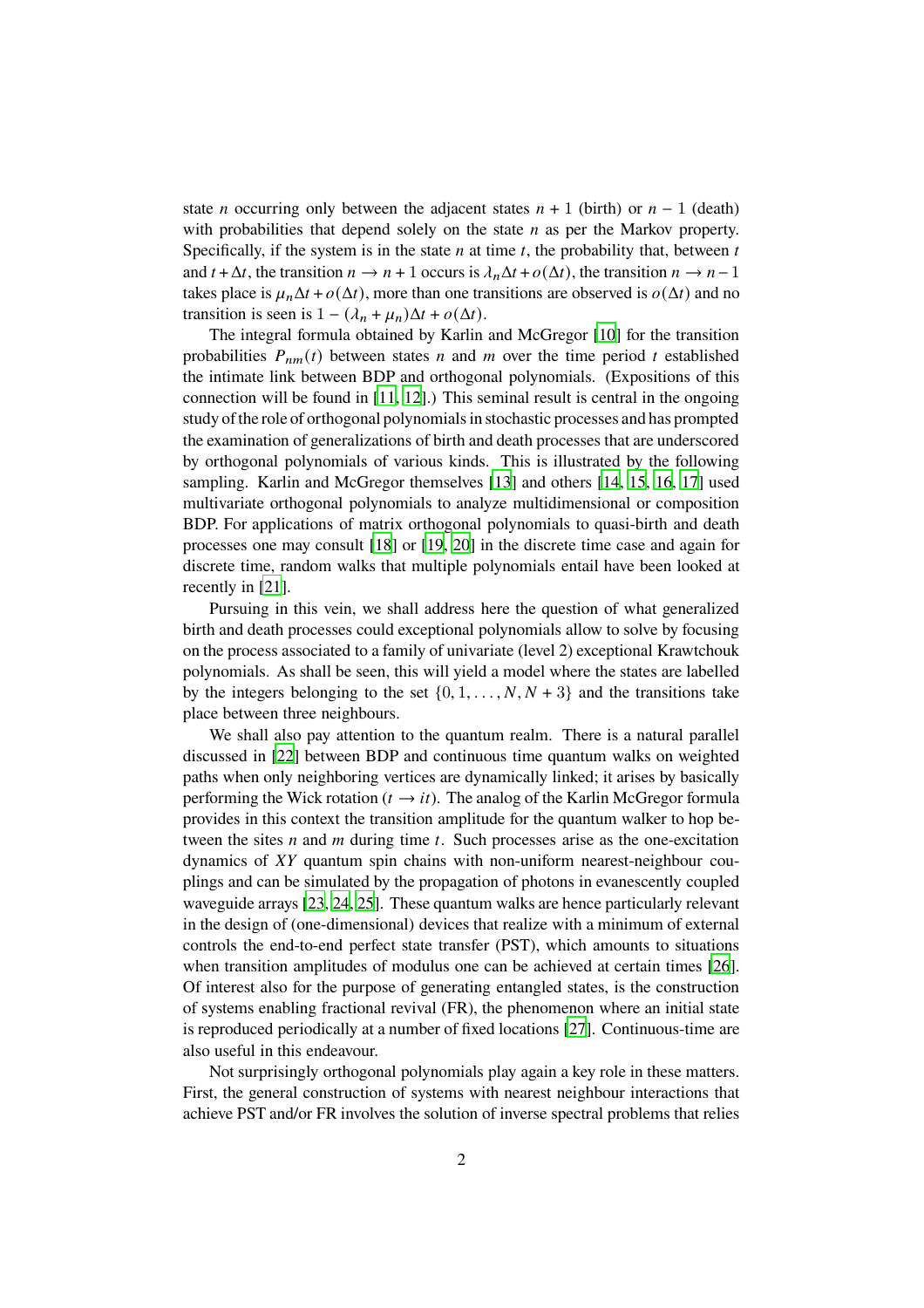state $n$ occurring only between the adjacent states $n + 1$ (birth) or $n - 1$ (death) with probabilities that depend solely on the state $n$ as per the Markov property. Specifically, if the system is in the state $n$ at time $t$, the probability that, between $t$ and $t + \Delta t$, the transition $n \to n + 1$ occurs is $\lambda_n \Delta t + o(\Delta t)$, the transition $n \to n - 1$ takes place is $\mu_n \Delta t + o(\Delta t)$, more than one transitions are observed is $o(\Delta t)$ and no transition is seen is $1 - (\lambda_n + \mu_n)\Delta t + o(\Delta t)$.

The integral formula obtained by Karlin and McGregor [10] for the transition probabilities $P_{nm}(t)$ between states $n$ and $m$ over the time period $t$ established the intimate link between BDP and orthogonal polynomials. (Expositions of this connection will be found in [11, 12].) This seminal result is central in the ongoing study of the role of orthogonal polynomials in stochastic processes and has prompted the examination of generalizations of birth and death processes that are underscored by orthogonal polynomials of various kinds. This is illustrated by the following sampling. Karlin and McGregor themselves [13] and others [14, 15, 16, 17] used multivariate orthogonal polynomials to analyze multidimensional or composition BDP. For applications of matrix orthogonal polynomials to quasi-birth and death processes one may consult [18] or [19, 20] in the discrete time case and again for discrete time, random walks that multiple polynomials entail have been looked at recently in [21].

Pursuing in this vein, we shall address here the question of what generalized birth and death processes could exceptional polynomials allow to solve by focusing on the process associated to a family of univariate (level 2) exceptional Krawtchouk polynomials. As shall be seen, this will yield a model where the states are labelled by the integers belonging to the set $\{0, 1, \ldots, N, N + 3\}$ and the transitions take place between three neighbours.

We shall also pay attention to the quantum realm. There is a natural parallel discussed in [22] between BDP and continuous time quantum walks on weighted paths when only neighboring vertices are dynamically linked; it arises by basically performing the Wick rotation ($t \to it$). The analog of the Karlin McGregor formula provides in this context the transition amplitude for the quantum walker to hop between the sites $n$ and $m$ during time $t$. Such processes arise as the one-excitation dynamics of $XY$ quantum spin chains with non-uniform nearest-neighbour couplings and can be simulated by the propagation of photons in evanescently coupled waveguide arrays [23, 24, 25]. These quantum walks are hence particularly relevant in the design of (one-dimensional) devices that realize with a minimum of external controls the end-to-end perfect state transfer (PST), which amounts to situations when transition amplitudes of modulus one can be achieved at certain times [26]. Of interest also for the purpose of generating entangled states, is the construction of systems enabling fractional revival (FR), the phenomenon where an initial state is reproduced periodically at a number of fixed locations [27]. Continuous-time are also useful in this endeavour.

Not surprisingly orthogonal polynomials play again a key role in these matters. First, the general construction of systems with nearest neighbour interactions that achieve PST and/or FR involves the solution of inverse spectral problems that relies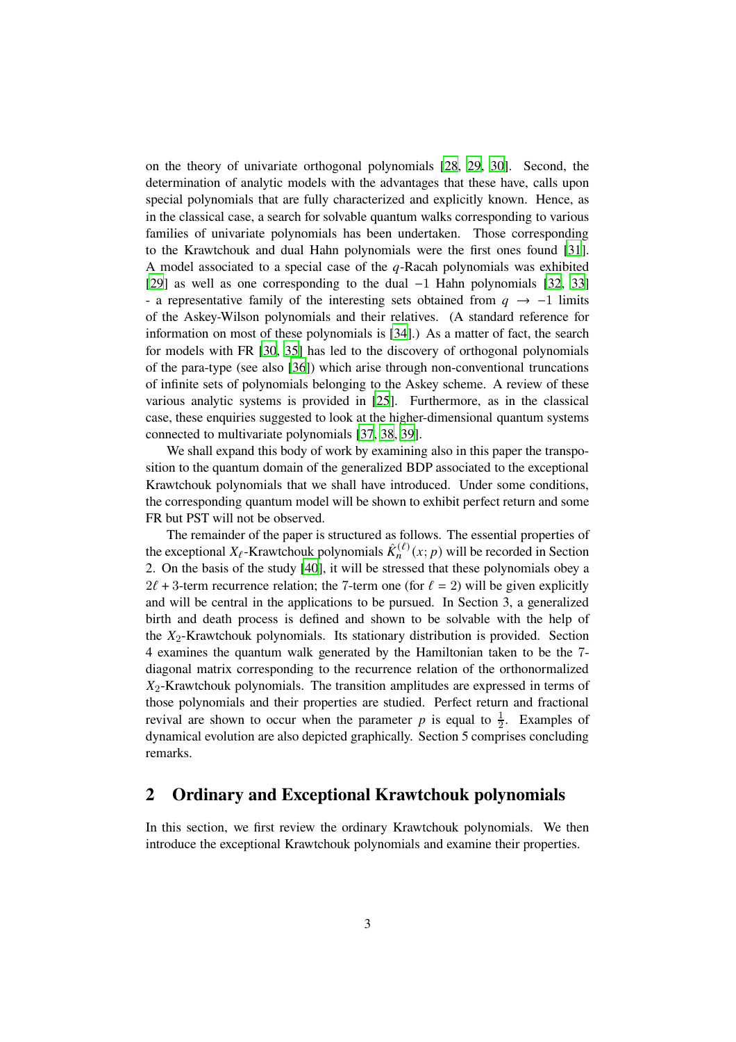on the theory of univariate orthogonal polynomials [28, 29, 30]. Second, the determination of analytic models with the advantages that these have, calls upon special polynomials that are fully characterized and explicitly known. Hence, as in the classical case, a search for solvable quantum walks corresponding to various families of univariate polynomials has been undertaken. Those corresponding to the Krawtchouk and dual Hahn polynomials were the first ones found [31]. A model associated to a special case of the $q$-Racah polynomials was exhibited [29] as well as one corresponding to the dual $-1$ Hahn polynomials [32, 33] - a representative family of the interesting sets obtained from $q \to -1$ limits of the Askey-Wilson polynomials and their relatives. (A standard reference for information on most of these polynomials is [34].) As a matter of fact, the search for models with FR [30, 35] has led to the discovery of orthogonal polynomials of the para-type (see also [36]) which arise through non-conventional truncations of infinite sets of polynomials belonging to the Askey scheme. A review of these various analytic systems is provided in [25]. Furthermore, as in the classical case, these enquiries suggested to look at the higher-dimensional quantum systems connected to multivariate polynomials [37, 38, 39].

We shall expand this body of work by examining also in this paper the transposition to the quantum domain of the generalized BDP associated to the exceptional Krawtchouk polynomials that we shall have introduced. Under some conditions, the corresponding quantum model will be shown to exhibit perfect return and some FR but PST will not be observed.

The remainder of the paper is structured as follows. The essential properties of the exceptional $X_\ell$-Krawtchouk polynomials $\hat{K}_n^{(\ell)}(x;p)$ will be recorded in Section 2. On the basis of the study [40], it will be stressed that these polynomials obey a $2\ell+3$-term recurrence relation; the 7-term one (for $\ell = 2$) will be given explicitly and will be central in the applications to be pursued. In Section 3, a generalized birth and death process is defined and shown to be solvable with the help of the $X_2$-Krawtchouk polynomials. Its stationary distribution is provided. Section 4 examines the quantum walk generated by the Hamiltonian taken to be the 7-diagonal matrix corresponding to the recurrence relation of the orthonormalized $X_2$-Krawtchouk polynomials. The transition amplitudes are expressed in terms of those polynomials and their properties are studied. Perfect return and fractional revival are shown to occur when the parameter $p$ is equal to $\frac{1}{2}$. Examples of dynamical evolution are also depicted graphically. Section 5 comprises concluding remarks.

## 2 Ordinary and Exceptional Krawtchouk polynomials

In this section, we first review the ordinary Krawtchouk polynomials. We then introduce the exceptional Krawtchouk polynomials and examine their properties.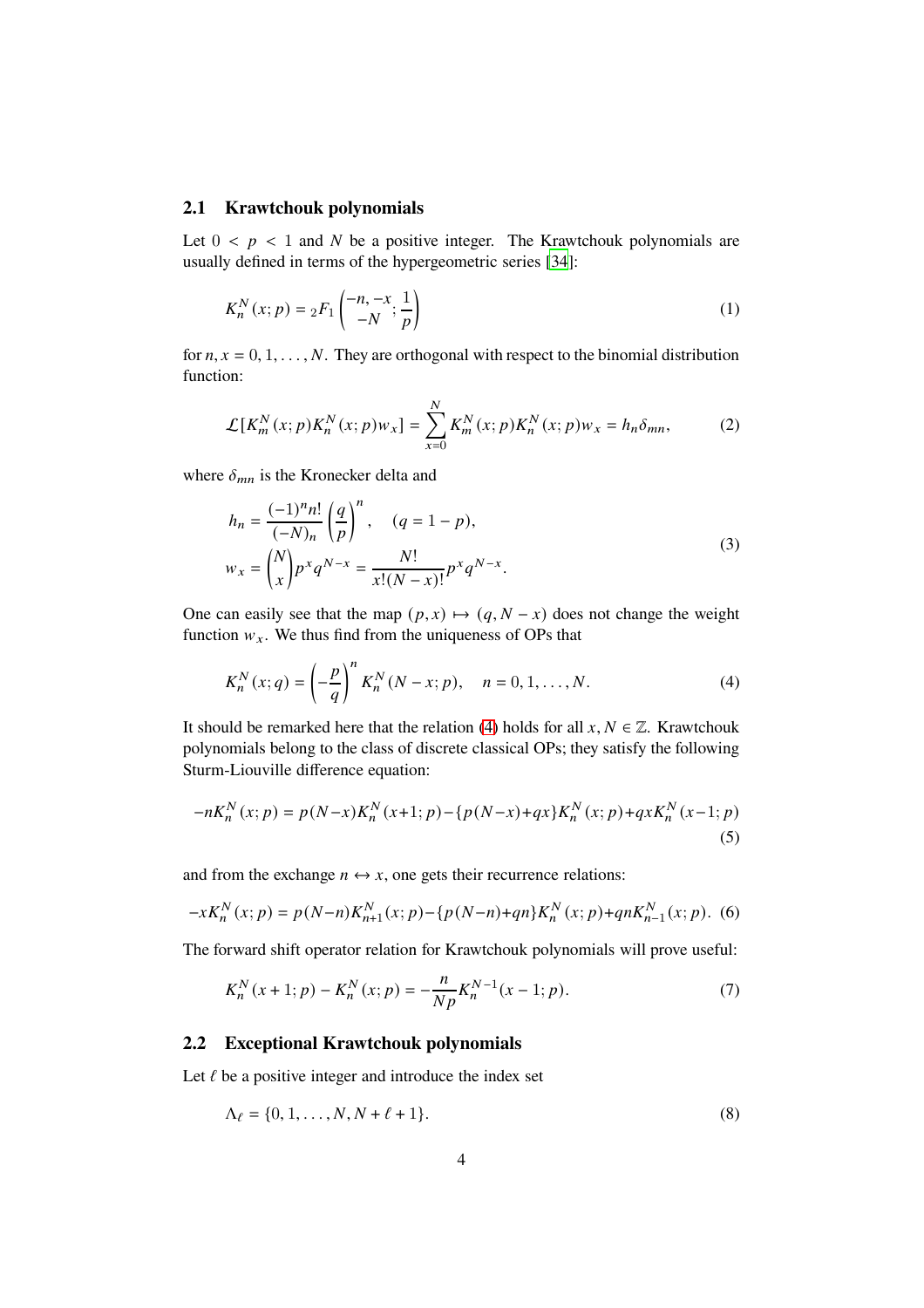### 2.1 Krawtchouk polynomials

Let $0 < p < 1$ and $N$ be a positive integer. The Krawtchouk polynomials are usually defined in terms of the hypergeometric series [34]:

$$K_n^N(x;p) = {}_2F_1\left(\begin{matrix}-n, -x \\ -N\end{matrix}; \frac{1}{p}\right) \tag{1}$$

for $n, x = 0, 1, \ldots, N$. They are orthogonal with respect to the binomial distribution function:

$$\mathcal{L}[K_m^N(x;p)K_n^N(x;p)w_x] = \sum_{x=0}^{N} K_m^N(x;p)K_n^N(x;p)w_x = h_n\delta_{mn}, \tag{2}$$

where $\delta_{mn}$ is the Kronecker delta and

$$\begin{aligned}
h_n &= \frac{(-1)^n n!}{(-N)_n}\left(\frac{q}{p}\right)^n, \quad (q = 1-p), \\
w_x &= \binom{N}{x}p^x q^{N-x} = \frac{N!}{x!(N-x)!}p^x q^{N-x}.
\end{aligned} \tag{3}$$

One can easily see that the map $(p, x) \mapsto (q, N-x)$ does not change the weight function $w_x$. We thus find from the uniqueness of OPs that

$$K_n^N(x;q) = \left(-\frac{p}{q}\right)^n K_n^N(N-x;p), \quad n = 0, 1, \ldots, N. \tag{4}$$

It should be remarked here that the relation (4) holds for all $x, N \in \mathbb{Z}$. Krawtchouk polynomials belong to the class of discrete classical OPs; they satisfy the following Sturm-Liouville difference equation:

$$-nK_n^N(x;p) = p(N-x)K_n^N(x+1;p) - \{p(N-x)+qx\}K_n^N(x;p) + qxK_n^N(x-1;p) \tag{5}$$

and from the exchange $n \leftrightarrow x$, one gets their recurrence relations:

$$-xK_n^N(x;p) = p(N-n)K_{n+1}^N(x;p) - \{p(N-n)+qn\}K_n^N(x;p) + qnK_{n-1}^N(x;p). \tag{6}$$

The forward shift operator relation for Krawtchouk polynomials will prove useful:

$$K_n^N(x+1;p) - K_n^N(x;p) = -\frac{n}{Np}K_n^{N-1}(x-1;p). \tag{7}$$

### 2.2 Exceptional Krawtchouk polynomials

Let $\ell$ be a positive integer and introduce the index set

$$\Lambda_\ell = \{0, 1, \ldots, N, N+\ell+1\}. \tag{8}$$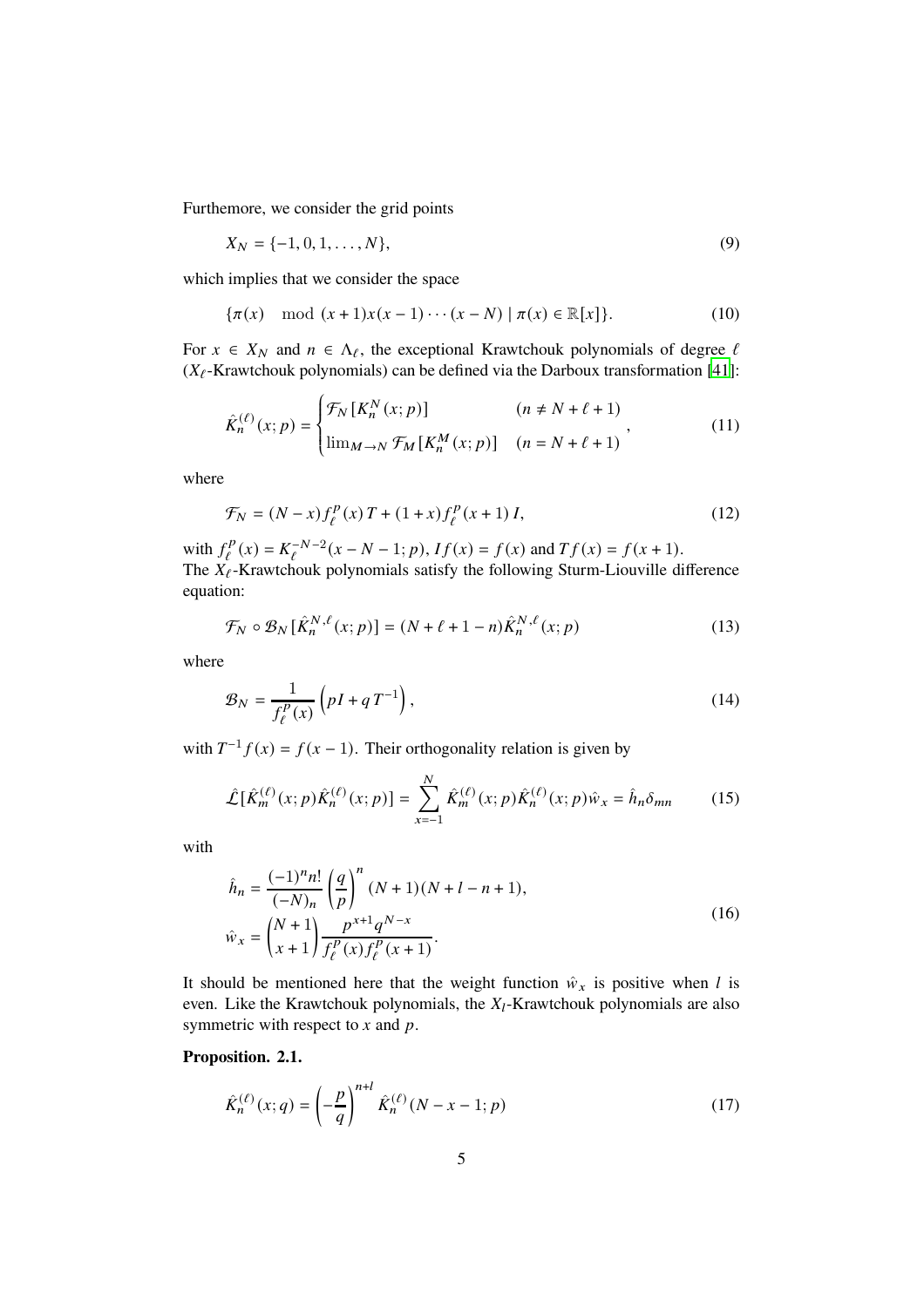Furthemore, we consider the grid points

$$X_N = \{-1, 0, 1, \dots, N\}, \tag{9}$$

which implies that we consider the space

$$\{\pi(x) \mod (x+1)x(x-1)\cdots(x-N) \mid \pi(x) \in \mathbb{R}[x]\}. \tag{10}$$

For $x \in X_N$ and $n \in \Lambda_\ell$, the exceptional Krawtchouk polynomials of degree $\ell$ ($X_\ell$-Krawtchouk polynomials) can be defined via the Darboux transformation [41]:

$$\hat{K}_n^{(\ell)}(x;p) = \begin{cases} \mathcal{F}_N\left[K_n^N(x;p)\right] & (n \neq N+\ell+1) \\ \lim_{M\to N} \mathcal{F}_M\left[K_n^M(x;p)\right] & (n = N+\ell+1) \end{cases}, \tag{11}$$

where

$$\mathcal{F}_N = (N-x) f_\ell^p(x)\, T + (1+x) f_\ell^p(x+1)\, I, \tag{12}$$

with $f_\ell^p(x) = K_\ell^{-N-2}(x-N-1;p)$, $I f(x) = f(x)$ and $T f(x) = f(x+1)$.
The $X_\ell$-Krawtchouk polynomials satisfy the following Sturm-Liouville difference equation:

$$\mathcal{F}_N \circ \mathcal{B}_N\left[\hat{K}_n^{N,\ell}(x;p)\right] = (N+\ell+1-n)\hat{K}_n^{N,\ell}(x;p) \tag{13}$$

where

$$\mathcal{B}_N = \frac{1}{f_\ell^p(x)}\left(pI + q\,T^{-1}\right), \tag{14}$$

with $T^{-1} f(x) = f(x-1)$. Their orthogonality relation is given by

$$\hat{\mathcal{L}}[\hat{K}_m^{(\ell)}(x;p)\hat{K}_n^{(\ell)}(x;p)] = \sum_{x=-1}^{N} \hat{K}_m^{(\ell)}(x;p)\hat{K}_n^{(\ell)}(x;p)\hat{w}_x = \hat{h}_n \delta_{mn} \tag{15}$$

with

$$\begin{aligned} \hat{h}_n &= \frac{(-1)^n n!}{(-N)_n}\left(\frac{q}{p}\right)^n (N+1)(N+l-n+1), \\ \hat{w}_x &= \binom{N+1}{x+1}\frac{p^{x+1}q^{N-x}}{f_\ell^p(x) f_\ell^p(x+1)}. \end{aligned} \tag{16}$$

It should be mentioned here that the weight function $\hat{w}_x$ is positive when $l$ is even. Like the Krawtchouk polynomials, the $X_l$-Krawtchouk polynomials are also symmetric with respect to $x$ and $p$.

**Proposition. 2.1.**

$$\hat{K}_n^{(\ell)}(x;q) = \left(-\frac{p}{q}\right)^{n+l} \hat{K}_n^{(\ell)}(N-x-1;p) \tag{17}$$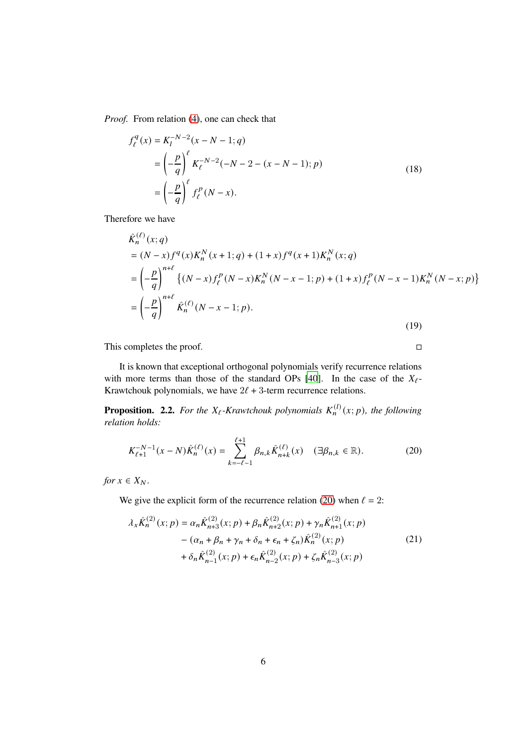*Proof.* From relation (4), one can check that

$$
\begin{aligned}
f_\ell^q(x) &= K_l^{-N-2}(x-N-1;q) \\
&= \left(-\frac{p}{q}\right)^\ell K_\ell^{-N-2}(-N-2-(x-N-1);p) \\
&= \left(-\frac{p}{q}\right)^\ell f_\ell^p(N-x).
\end{aligned}
\tag{18}
$$

Therefore we have

$$
\begin{aligned}
&\hat{K}_n^{(\ell)}(x;q) \\
&= (N-x)f^q(x)K_n^N(x+1;q) + (1+x)f^q(x+1)K_n^N(x;q) \\
&= \left(-\frac{p}{q}\right)^{n+\ell}\left\{(N-x)f_\ell^p(N-x)K_n^N(N-x-1;p) + (1+x)f_\ell^p(N-x-1)K_n^N(N-x;p)\right\} \\
&= \left(-\frac{p}{q}\right)^{n+\ell}\hat{K}_n^{(\ell)}(N-x-1;p).
\end{aligned}
\tag{19}
$$

This completes the proof. □

It is known that exceptional orthogonal polynomials verify recurrence relations with more terms than those of the standard OPs [40]. In the case of the $X_\ell$-Krawtchouk polynomials, we have $2\ell+3$-term recurrence relations.

**Proposition. 2.2.** *For the $X_\ell$-Krawtchouk polynomials $K_n^{(l)}(x;p)$, the following relation holds:*

$$
K_{\ell+1}^{-N-1}(x-N)\hat{K}_n^{(\ell)}(x) = \sum_{k=-\ell-1}^{\ell+1}\beta_{n,k}\hat{K}_{n+k}^{(\ell)}(x) \quad (\exists \beta_{n,k}\in\mathbb{R}).
\tag{20}
$$

*for $x \in X_N$.*

We give the explicit form of the recurrence relation (20) when $\ell = 2$:

$$
\begin{aligned}
\lambda_x\hat{K}_n^{(2)}(x;p) &= \alpha_n\hat{K}_{n+3}^{(2)}(x;p) + \beta_n\hat{K}_{n+2}^{(2)}(x;p) + \gamma_n\hat{K}_{n+1}^{(2)}(x;p) \\
&\quad - (\alpha_n+\beta_n+\gamma_n+\delta_n+\epsilon_n+\zeta_n)\hat{K}_n^{(2)}(x;p) \\
&\quad + \delta_n\hat{K}_{n-1}^{(2)}(x;p) + \epsilon_n\hat{K}_{n-2}^{(2)}(x;p) + \zeta_n\hat{K}_{n-3}^{(2)}(x;p)
\end{aligned}
\tag{21}
$$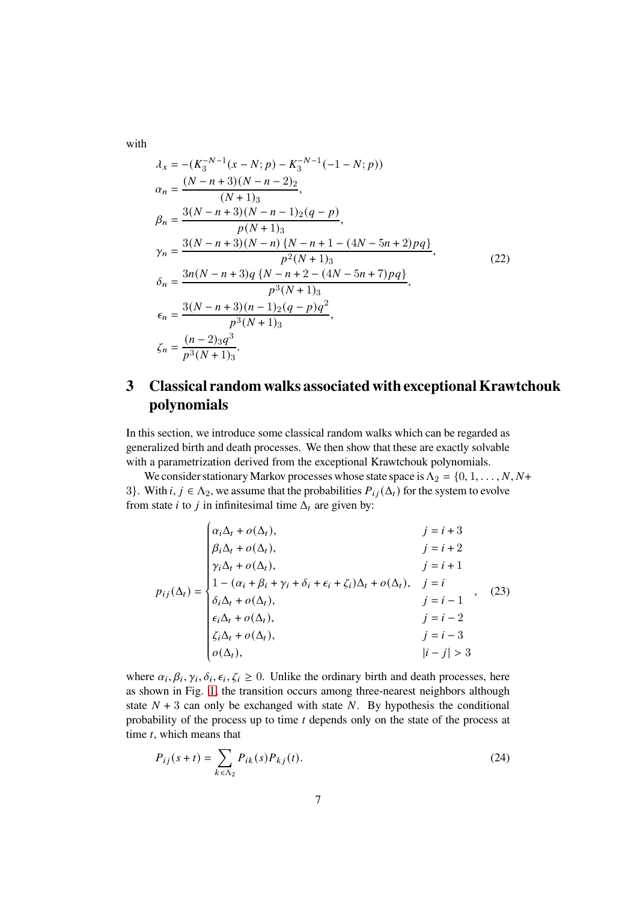with

$$
\begin{aligned}
\lambda_x &= -(K_3^{-N-1}(x-N;p) - K_3^{-N-1}(-1-N;p)) \\
\alpha_n &= \frac{(N-n+3)(N-n-2)_2}{(N+1)_3}, \\
\beta_n &= \frac{3(N-n+3)(N-n-1)_2(q-p)}{p(N+1)_3}, \\
\gamma_n &= \frac{3(N-n+3)(N-n)\,\{N-n+1-(4N-5n+2)pq\}}{p^2(N+1)_3}, \\
\delta_n &= \frac{3n(N-n+3)q\,\{N-n+2-(4N-5n+7)pq\}}{p^3(N+1)_3}, \\
\epsilon_n &= \frac{3(N-n+3)(n-1)_2(q-p)q^2}{p^3(N+1)_3}, \\
\zeta_n &= \frac{(n-2)_3 q^3}{p^3(N+1)_3}.
\end{aligned}
\tag{22}
$$

## 3 Classical random walks associated with exceptional Krawtchouk polynomials

In this section, we introduce some classical random walks which can be regarded as generalized birth and death processes. We then show that these are exactly solvable with a parametrization derived from the exceptional Krawtchouk polynomials.

We consider stationary Markov processes whose state space is $\Lambda_2 = \{0, 1, \ldots, N, N+3\}$. With $i, j \in \Lambda_2$, we assume that the probabilities $P_{ij}(\Delta_t)$ for the system to evolve from state $i$ to $j$ in infinitesimal time $\Delta_t$ are given by:

$$
p_{ij}(\Delta_t) = \begin{cases}
\alpha_i \Delta_t + o(\Delta_t), & j = i+3 \\
\beta_i \Delta_t + o(\Delta_t), & j = i+2 \\
\gamma_i \Delta_t + o(\Delta_t), & j = i+1 \\
1 - (\alpha_i + \beta_i + \gamma_i + \delta_i + \epsilon_i + \zeta_i)\Delta_t + o(\Delta_t), & j = i \\
\delta_i \Delta_t + o(\Delta_t), & j = i-1 \\
\epsilon_i \Delta_t + o(\Delta_t), & j = i-2 \\
\zeta_i \Delta_t + o(\Delta_t), & j = i-3 \\
o(\Delta_t), & |i-j| > 3
\end{cases},
\tag{23}
$$

where $\alpha_i, \beta_i, \gamma_i, \delta_i, \epsilon_i, \zeta_i \geq 0$. Unlike the ordinary birth and death processes, here as shown in Fig. 1, the transition occurs among three-nearest neighbors although state $N+3$ can only be exchanged with state $N$. By hypothesis the conditional probability of the process up to time $t$ depends only on the state of the process at time $t$, which means that

$$
P_{ij}(s+t) = \sum_{k \in \Lambda_2} P_{ik}(s) P_{kj}(t).
\tag{24}
$$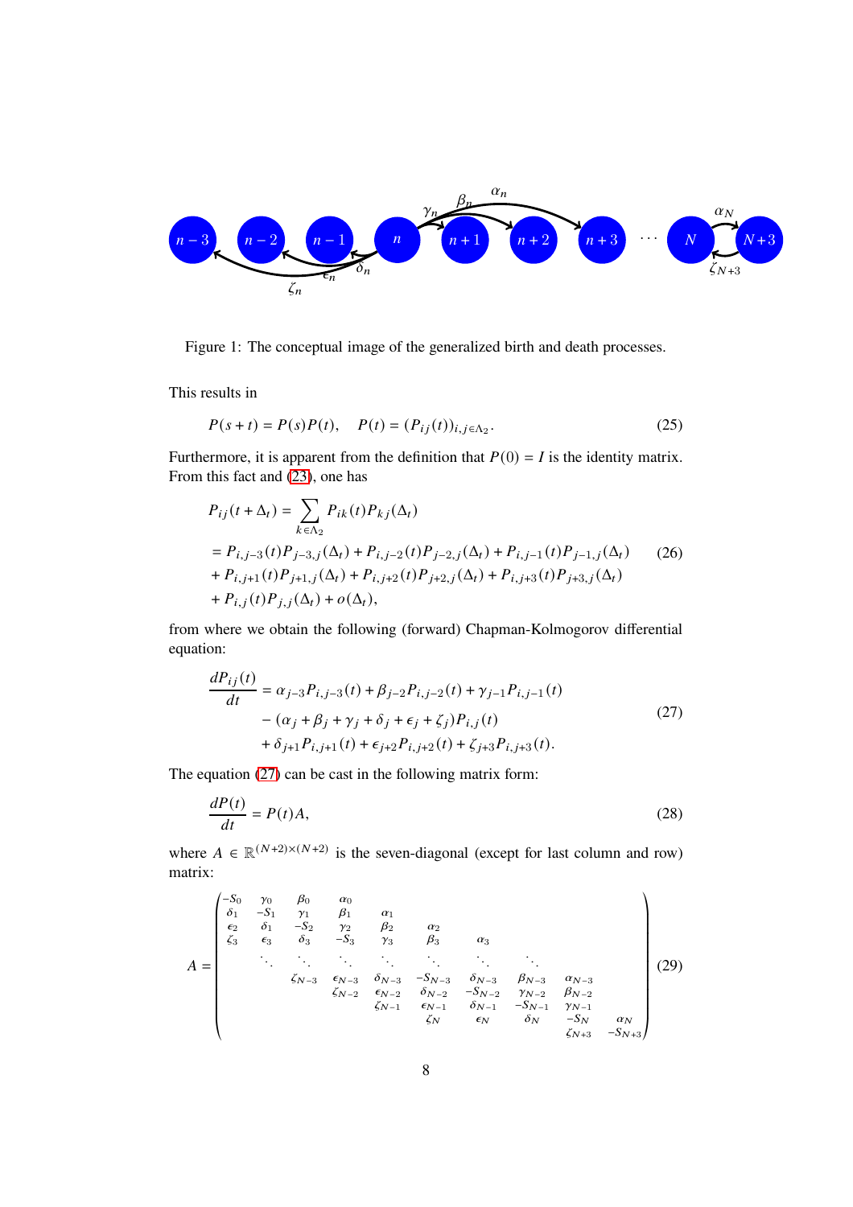Figure 1: The conceptual image of the generalized birth and death processes.

This results in

$$P(s+t) = P(s)P(t), \quad P(t) = (P_{ij}(t))_{i,j\in\Lambda_2}. \tag{25}$$

Furthermore, it is apparent from the definition that $P(0) = I$ is the identity matrix. From this fact and (23), one has

$$\begin{aligned}
P_{ij}(t+\Delta_t) &= \sum_{k\in\Lambda_2} P_{ik}(t)P_{kj}(\Delta_t) \\
&= P_{i,j-3}(t)P_{j-3,j}(\Delta_t) + P_{i,j-2}(t)P_{j-2,j}(\Delta_t) + P_{i,j-1}(t)P_{j-1,j}(\Delta_t) \\
&+ P_{i,j+1}(t)P_{j+1,j}(\Delta_t) + P_{i,j+2}(t)P_{j+2,j}(\Delta_t) + P_{i,j+3}(t)P_{j+3,j}(\Delta_t) \\
&+ P_{i,j}(t)P_{j,j}(\Delta_t) + o(\Delta_t),
\end{aligned} \tag{26}$$

from where we obtain the following (forward) Chapman-Kolmogorov differential equation:

$$\begin{aligned}
\frac{dP_{ij}(t)}{dt} &= \alpha_{j-3}P_{i,j-3}(t) + \beta_{j-2}P_{i,j-2}(t) + \gamma_{j-1}P_{i,j-1}(t) \\
&- (\alpha_j + \beta_j + \gamma_j + \delta_j + \epsilon_j + \zeta_j)P_{i,j}(t) \\
&+ \delta_{j+1}P_{i,j+1}(t) + \epsilon_{j+2}P_{i,j+2}(t) + \zeta_{j+3}P_{i,j+3}(t).
\end{aligned} \tag{27}$$

The equation (27) can be cast in the following matrix form:

$$\frac{dP(t)}{dt} = P(t)A, \tag{28}$$

where $A \in \mathbb{R}^{(N+2)\times(N+2)}$ is the seven-diagonal (except for last column and row) matrix:

$$A = \begin{pmatrix}
-S_0 & \gamma_0 & \beta_0 & \alpha_0 & & & & & & \\
\delta_1 & -S_1 & \gamma_1 & \beta_1 & \alpha_1 & & & & & \\
\epsilon_2 & \delta_1 & -S_2 & \gamma_2 & \beta_2 & \alpha_2 & & & & \\
\zeta_3 & \epsilon_3 & \delta_3 & -S_3 & \gamma_3 & \beta_3 & \alpha_3 & & & \\
 & \ddots & \ddots & \ddots & \ddots & \ddots & \ddots & \ddots & & \\
 & & \zeta_{N-3} & \epsilon_{N-3} & \delta_{N-3} & -S_{N-3} & \delta_{N-3} & \beta_{N-3} & \alpha_{N-3} & \\
 & & & \zeta_{N-2} & \epsilon_{N-2} & \delta_{N-2} & -S_{N-2} & \gamma_{N-2} & \beta_{N-2} & \\
 & & & & \zeta_{N-1} & \epsilon_{N-1} & \delta_{N-1} & -S_{N-1} & \gamma_{N-1} & \\
 & & & & & \zeta_N & \epsilon_N & \delta_N & -S_N & \alpha_N \\
 & & & & & & & & \zeta_{N+3} & -S_{N+3}
\end{pmatrix} \tag{29}$$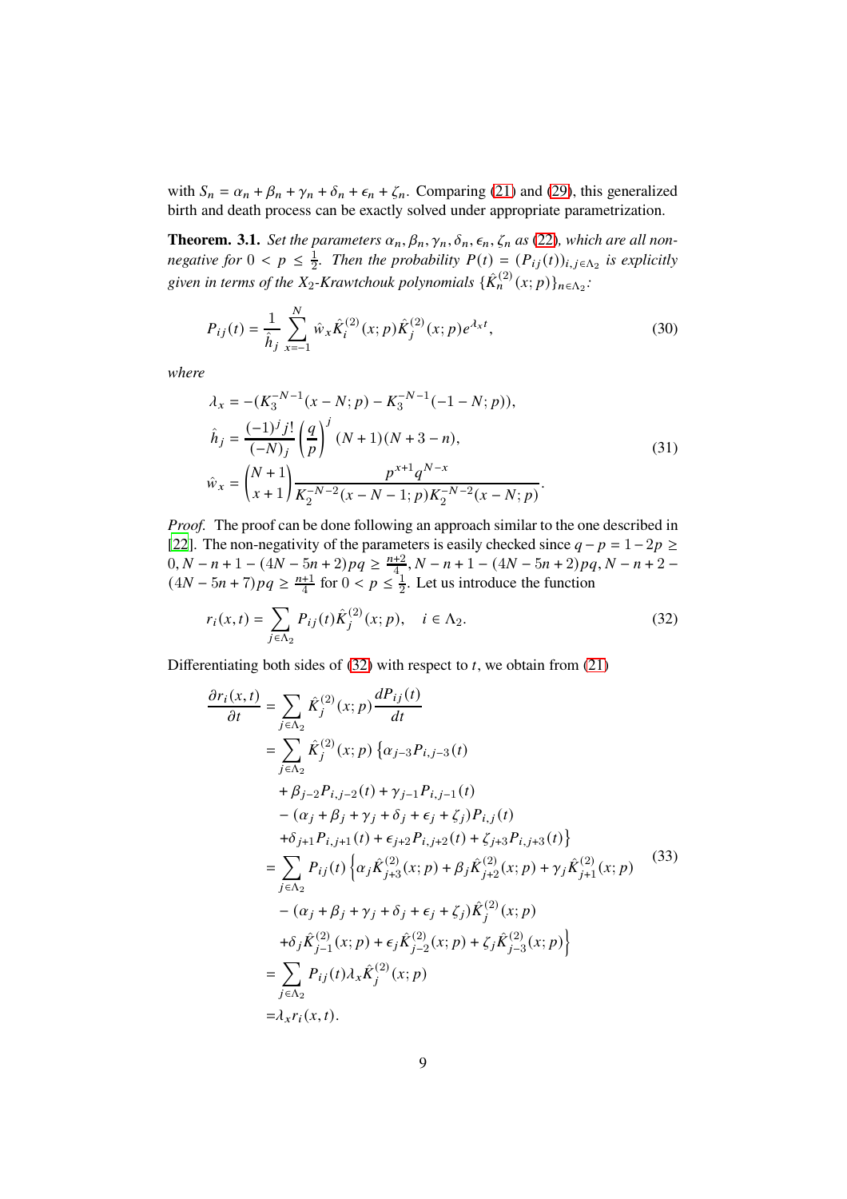with $S_n = \alpha_n + \beta_n + \gamma_n + \delta_n + \epsilon_n + \zeta_n$. Comparing (21) and (29), this generalized birth and death process can be exactly solved under appropriate parametrization.

**Theorem. 3.1.** *Set the parameters $\alpha_n, \beta_n, \gamma_n, \delta_n, \epsilon_n, \zeta_n$ as (22), which are all non-negative for $0 < p \leq \frac{1}{2}$. Then the probability $P(t) = (P_{ij}(t))_{i,j\in\Lambda_2}$ is explicitly given in terms of the $X_2$-Krawtchouk polynomials $\{\hat{K}_n^{(2)}(x;p)\}_{n\in\Lambda_2}$:*

$$P_{ij}(t) = \frac{1}{\hat{h}_j}\sum_{x=-1}^{N} \hat{w}_x \hat{K}_i^{(2)}(x;p)\hat{K}_j^{(2)}(x;p)e^{\lambda_x t}, \tag{30}$$

*where*

$$\begin{aligned}
\lambda_x &= -(K_3^{-N-1}(x-N;p) - K_3^{-N-1}(-1-N;p)),\\
\hat{h}_j &= \frac{(-1)^j j!}{(-N)_j}\left(\frac{q}{p}\right)^j (N+1)(N+3-n),\\
\hat{w}_x &= \binom{N+1}{x+1}\frac{p^{x+1}q^{N-x}}{K_2^{-N-2}(x-N-1;p)K_2^{-N-2}(x-N;p)}.
\end{aligned} \tag{31}$$

*Proof.* The proof can be done following an approach similar to the one described in [22]. The non-negativity of the parameters is easily checked since $q - p = 1 - 2p \geq 0, N - n + 1 - (4N - 5n + 2)pq \geq \frac{n+2}{4}, N - n + 1 - (4N - 5n + 2)pq, N - n + 2 - (4N - 5n + 7)pq \geq \frac{n+1}{4}$ for $0 < p \leq \frac{1}{2}$. Let us introduce the function

$$r_i(x,t) = \sum_{j\in\Lambda_2} P_{ij}(t)\hat{K}_j^{(2)}(x;p), \quad i \in \Lambda_2. \tag{32}$$

Differentiating both sides of (32) with respect to $t$, we obtain from (21)

$$\begin{aligned}
\frac{\partial r_i(x,t)}{\partial t} &= \sum_{j\in\Lambda_2} \hat{K}_j^{(2)}(x;p)\frac{dP_{ij}(t)}{dt}\\
&= \sum_{j\in\Lambda_2} \hat{K}_j^{(2)}(x;p)\left\{\alpha_{j-3}P_{i,j-3}(t)\right.\\
&\quad + \beta_{j-2}P_{i,j-2}(t) + \gamma_{j-1}P_{i,j-1}(t)\\
&\quad - (\alpha_j + \beta_j + \gamma_j + \delta_j + \epsilon_j + \zeta_j)P_{i,j}(t)\\
&\quad \left. + \delta_{j+1}P_{i,j+1}(t) + \epsilon_{j+2}P_{i,j+2}(t) + \zeta_{j+3}P_{i,j+3}(t)\right\}\\
&= \sum_{j\in\Lambda_2} P_{ij}(t)\left\{\alpha_j\hat{K}_{j+3}^{(2)}(x;p) + \beta_j\hat{K}_{j+2}^{(2)}(x;p) + \gamma_j\hat{K}_{j+1}^{(2)}(x;p)\right.\\
&\quad - (\alpha_j + \beta_j + \gamma_j + \delta_j + \epsilon_j + \zeta_j)\hat{K}_j^{(2)}(x;p)\\
&\quad \left. + \delta_j\hat{K}_{j-1}^{(2)}(x;p) + \epsilon_j\hat{K}_{j-2}^{(2)}(x;p) + \zeta_j\hat{K}_{j-3}^{(2)}(x;p)\right\}\\
&= \sum_{j\in\Lambda_2} P_{ij}(t)\lambda_x\hat{K}_j^{(2)}(x;p)\\
&= \lambda_x r_i(x,t).
\end{aligned} \tag{33}$$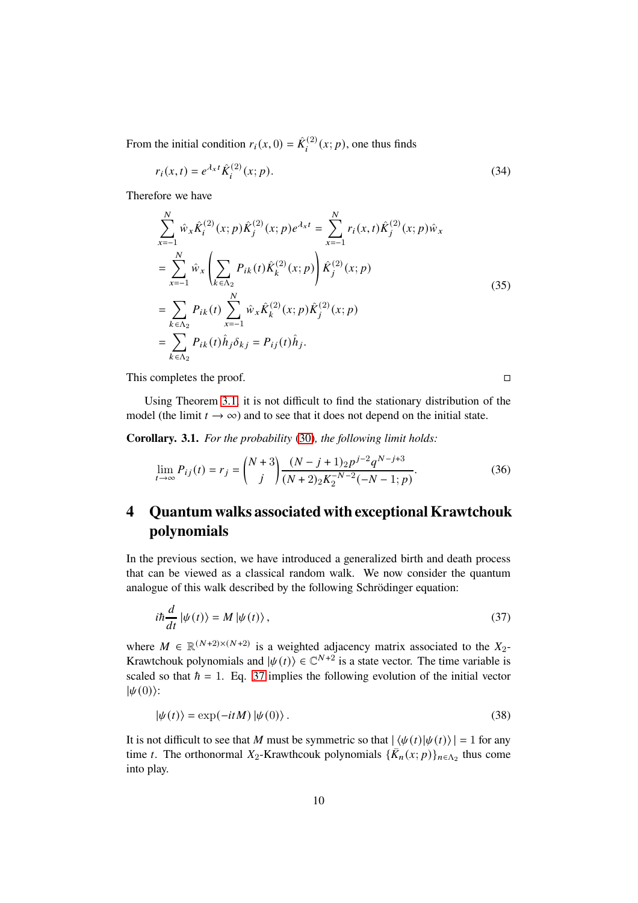From the initial condition $r_i(x,0) = \hat{K}_i^{(2)}(x;p)$, one thus finds

$$r_i(x,t) = e^{\lambda_x t}\hat{K}_i^{(2)}(x;p). \tag{34}$$

Therefore we have

$$\begin{aligned}
\sum_{x=-1}^{N} \hat{w}_x \hat{K}_i^{(2)}(x;p)\hat{K}_j^{(2)}(x;p)e^{\lambda_x t} &= \sum_{x=-1}^{N} r_i(x,t)\hat{K}_j^{(2)}(x;p)\hat{w}_x \\
&= \sum_{x=-1}^{N} \hat{w}_x \left(\sum_{k\in\Lambda_2} P_{ik}(t)\hat{K}_k^{(2)}(x;p)\right)\hat{K}_j^{(2)}(x;p) \\
&= \sum_{k\in\Lambda_2} P_{ik}(t) \sum_{x=-1}^{N} \hat{w}_x \hat{K}_k^{(2)}(x;p)\hat{K}_j^{(2)}(x;p) \\
&= \sum_{k\in\Lambda_2} P_{ik}(t)\hat{h}_j \delta_{kj} = P_{ij}(t)\hat{h}_j.
\end{aligned} \tag{35}$$

This completes the proof. □

Using Theorem 3.1, it is not difficult to find the stationary distribution of the model (the limit $t \to \infty$) and to see that it does not depend on the initial state.

**Corollary. 3.1.** *For the probability* (30)*, the following limit holds:*

$$\lim_{t\to\infty} P_{ij}(t) = r_j = \binom{N+3}{j} \frac{(N-j+1)_2 p^{j-2} q^{N-j+3}}{(N+2)_2 K_2^{-N-2}(-N-1;p)}. \tag{36}$$

## 4 Quantum walks associated with exceptional Krawtchouk polynomials

In the previous section, we have introduced a generalized birth and death process that can be viewed as a classical random walk. We now consider the quantum analogue of this walk described by the following Schrödinger equation:

$$i\hbar \frac{d}{dt}\left|\psi(t)\right\rangle = M\left|\psi(t)\right\rangle, \tag{37}$$

where $M \in \mathbb{R}^{(N+2)\times(N+2)}$ is a weighted adjacency matrix associated to the $X_2$-Krawtchouk polynomials and $|\psi(t)\rangle \in \mathbb{C}^{N+2}$ is a state vector. The time variable is scaled so that $\hbar = 1$. Eq. 37 implies the following evolution of the initial vector $|\psi(0)\rangle$:

$$\left|\psi(t)\right\rangle = \exp(-itM)\left|\psi(0)\right\rangle. \tag{38}$$

It is not difficult to see that $M$ must be symmetric so that $|\langle\psi(t)|\psi(t)\rangle| = 1$ for any time $t$. The orthonormal $X_2$-Krawthcouk polynomials $\{\bar{K}_n(x;p)\}_{n\in\Lambda_2}$ thus come into play.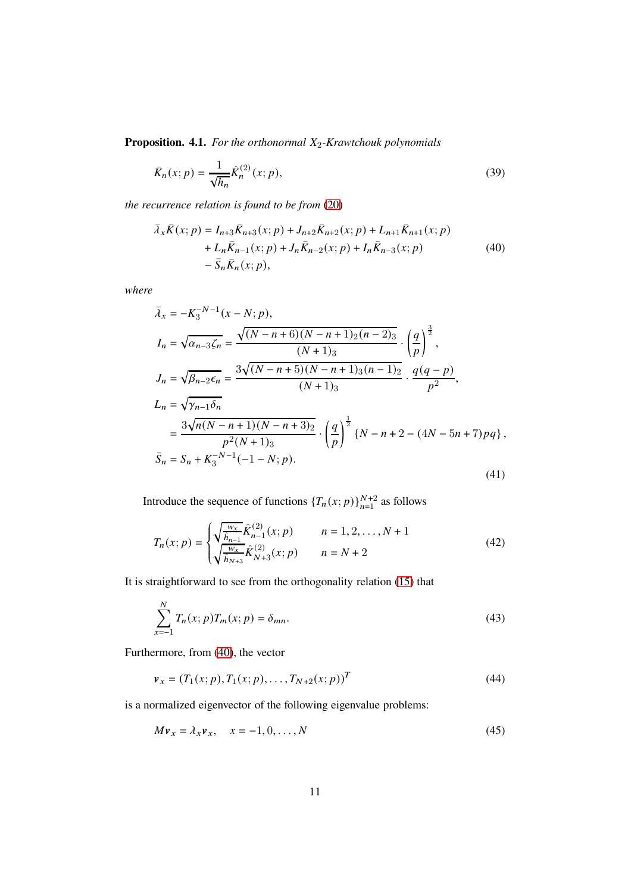**Proposition. 4.1.** *For the orthonormal $X_2$-Krawtchouk polynomials*

$$\bar{K}_n(x;p) = \frac{1}{\sqrt{\hat{h}_n}} \hat{K}_n^{(2)}(x;p), \tag{39}$$

*the recurrence relation is found to be from* (20)

$$\begin{aligned}
\bar{\lambda}_x \bar{K}(x;p) = {} & I_{n+3}\bar{K}_{n+3}(x;p) + J_{n+2}\bar{K}_{n+2}(x;p) + L_{n+1}\bar{K}_{n+1}(x;p) \\
& + L_n\bar{K}_{n-1}(x;p) + J_n\bar{K}_{n-2}(x;p) + I_n\bar{K}_{n-3}(x;p) \\
& - \bar{S}_n\bar{K}_n(x;p),
\end{aligned} \tag{40}$$

*where*

$$\begin{aligned}
\bar{\lambda}_x &= -K_3^{-N-1}(x-N;p), \\
I_n &= \sqrt{\alpha_{n-3}\zeta_n} = \frac{\sqrt{(N-n+6)(N-n+1)_2(n-2)_3}}{(N+1)_3} \cdot \left(\frac{q}{p}\right)^{\frac{3}{2}}, \\
J_n &= \sqrt{\beta_{n-2}\epsilon_n} = \frac{3\sqrt{(N-n+5)(N-n+1)_3(n-1)_2}}{(N+1)_3} \cdot \frac{q(q-p)}{p^2}, \\
L_n &= \sqrt{\gamma_{n-1}\delta_n} \\
&= \frac{3\sqrt{n(N-n+1)(N-n+3)_2}}{p^2(N+1)_3} \cdot \left(\frac{q}{p}\right)^{\frac{1}{2}} \left\{N-n+2-(4N-5n+7)pq\right\}, \\
\bar{S}_n &= S_n + K_3^{-N-1}(-1-N;p).
\end{aligned} \tag{41}$$

Introduce the sequence of functions $\{T_n(x;p)\}_{n=1}^{N+2}$ as follows

$$T_n(x;p) = \begin{cases} \sqrt{\frac{w_x}{\hat{h}_{n-1}}}\hat{K}_{n-1}^{(2)}(x;p) & n = 1,2,\ldots,N+1 \\ \sqrt{\frac{w_x}{\hat{h}_{N+3}}}\hat{K}_{N+3}^{(2)}(x;p) & n = N+2 \end{cases} \tag{42}$$

It is straightforward to see from the orthogonality relation (15) that

$$\sum_{x=-1}^{N} T_n(x;p)T_m(x;p) = \delta_{mn}. \tag{43}$$

Furthermore, from (40), the vector

$$\boldsymbol{v}_x = (T_1(x;p), T_1(x;p), \ldots, T_{N+2}(x;p))^T \tag{44}$$

is a normalized eigenvector of the following eigenvalue problems:

$$M\boldsymbol{v}_x = \lambda_x \boldsymbol{v}_x, \quad x = -1, 0, \ldots, N \tag{45}$$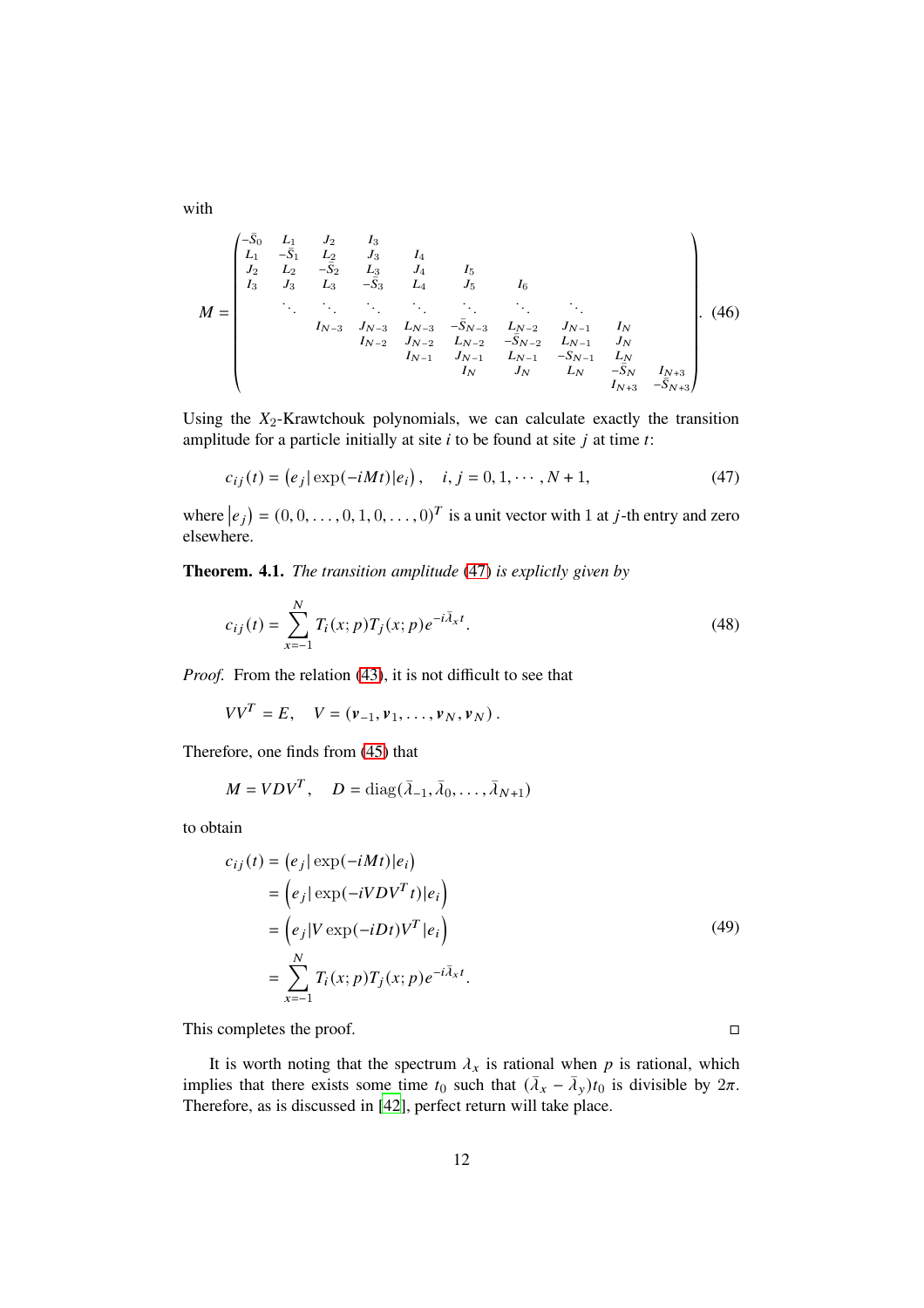with

$$
M = \begin{pmatrix}
-\bar{S}_0 & L_1 & J_2 & I_3 & & & & & & \\
L_1 & -\bar{S}_1 & L_2 & J_3 & I_4 & & & & & \\
J_2 & L_2 & -\bar{S}_2 & L_3 & J_4 & I_5 & & & & \\
I_3 & J_3 & L_3 & -\bar{S}_3 & L_4 & J_5 & I_6 & & & \\
 & \ddots & \ddots & \ddots & \ddots & \ddots & \ddots & \ddots & & \\
 & & I_{N-3} & J_{N-3} & L_{N-3} & -\bar{S}_{N-3} & L_{N-2} & J_{N-1} & I_N & \\
 & & & I_{N-2} & J_{N-2} & L_{N-2} & -\bar{S}_{N-2} & L_{N-1} & J_N & \\
 & & & & I_{N-1} & J_{N-1} & L_{N-1} & -S_{N-1} & L_N & \\
 & & & & & I_N & J_N & L_N & -\bar{S}_N & I_{N+3} \\
 & & & & & & & & I_{N+3} & -\bar{S}_{N+3}
\end{pmatrix}. \tag{46}
$$

Using the $X_2$-Krawtchouk polynomials, we can calculate exactly the transition amplitude for a particle initially at site $i$ to be found at site $j$ at time $t$:

$$
c_{ij}(t) = \left(e_j | \exp(-iMt)|e_i\right), \quad i, j = 0, 1, \cdots, N+1, \tag{47}
$$

where $\left|e_j\right) = (0, 0, \ldots, 0, 1, 0, \ldots, 0)^T$ is a unit vector with 1 at $j$-th entry and zero elsewhere.

**Theorem. 4.1.** *The transition amplitude (47) is explictly given by*

$$
c_{ij}(t) = \sum_{x=-1}^{N} T_i(x; p) T_j(x; p) e^{-i\bar{\lambda}_x t}. \tag{48}
$$

*Proof.* From the relation (43), it is not difficult to see that

$$
VV^T = E, \quad V = (\boldsymbol{v}_{-1}, \boldsymbol{v}_1, \ldots, \boldsymbol{v}_N, \boldsymbol{v}_N).
$$

Therefore, one finds from (45) that

$$
M = VDV^T, \quad D = \mathrm{diag}(\bar{\lambda}_{-1}, \bar{\lambda}_0, \ldots, \bar{\lambda}_{N+1})
$$

to obtain

$$
\begin{aligned}
c_{ij}(t) &= \left(e_j | \exp(-iMt)|e_i\right) \\
&= \left(e_j | \exp(-iVDV^T t)|e_i\right) \\
&= \left(e_j | V \exp(-iDt) V^T |e_i\right) \\
&= \sum_{x=-1}^{N} T_i(x; p) T_j(x; p) e^{-i\bar{\lambda}_x t}.
\end{aligned} \tag{49}
$$

This completes the proof. □

It is worth noting that the spectrum $\lambda_x$ is rational when $p$ is rational, which implies that there exists some time $t_0$ such that $(\bar{\lambda}_x - \bar{\lambda}_y)t_0$ is divisible by $2\pi$. Therefore, as is discussed in [42], perfect return will take place.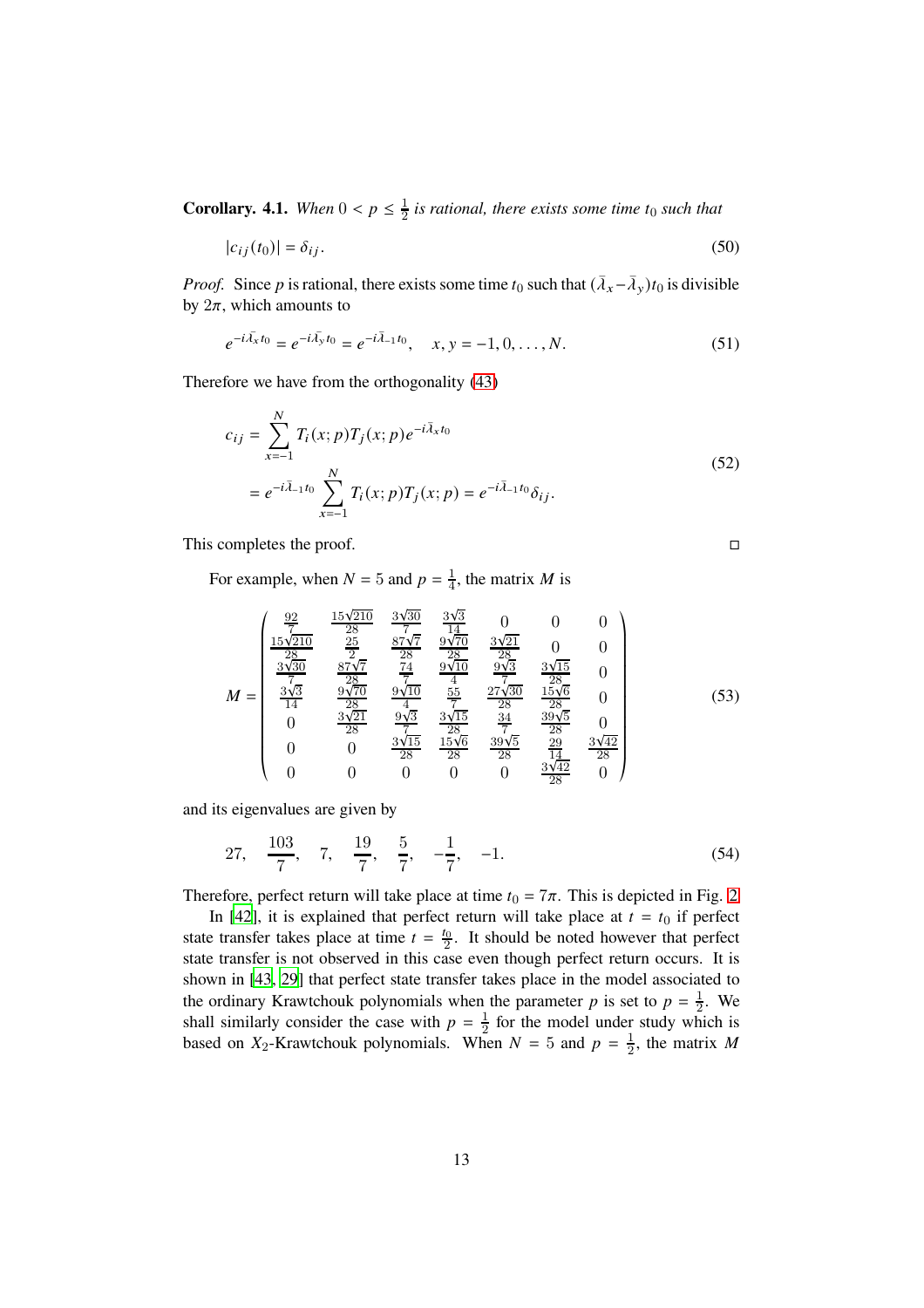**Corollary. 4.1.** *When $0 < p \leq \frac{1}{2}$ is rational, there exists some time $t_0$ such that*

$$
|c_{ij}(t_0)| = \delta_{ij}. \tag{50}
$$

*Proof.* Since $p$ is rational, there exists some time $t_0$ such that $(\bar{\lambda}_x - \bar{\lambda}_y)t_0$ is divisible by $2\pi$, which amounts to

$$
e^{-i\bar{\lambda}_x t_0} = e^{-i\bar{\lambda}_y t_0} = e^{-i\bar{\lambda}_{-1} t_0}, \quad x, y = -1, 0, \ldots, N. \tag{51}
$$

Therefore we have from the orthogonality (43)

$$
\begin{aligned}
c_{ij} &= \sum_{x=-1}^{N} T_i(x;p)T_j(x;p)e^{-i\bar{\lambda}_x t_0} \\
&= e^{-i\bar{\lambda}_{-1} t_0} \sum_{x=-1}^{N} T_i(x;p)T_j(x;p) = e^{-i\bar{\lambda}_{-1} t_0}\delta_{ij}.
\end{aligned} \tag{52}
$$

This completes the proof. $\square$

For example, when $N = 5$ and $p = \frac{1}{4}$, the matrix $M$ is

$$
M = \begin{pmatrix}
\frac{92}{7} & \frac{15\sqrt{210}}{28} & \frac{3\sqrt{30}}{7} & \frac{3\sqrt{3}}{14} & 0 & 0 & 0 \\
\frac{15\sqrt{210}}{28} & \frac{25}{2} & \frac{87\sqrt{7}}{28} & \frac{9\sqrt{70}}{28} & \frac{3\sqrt{21}}{28} & 0 & 0 \\
\frac{3\sqrt{30}}{7} & \frac{87\sqrt{7}}{28} & \frac{74}{7} & \frac{9\sqrt{10}}{4} & \frac{9\sqrt{3}}{7} & \frac{3\sqrt{15}}{28} & 0 \\
\frac{3\sqrt{3}}{14} & \frac{9\sqrt{70}}{28} & \frac{9\sqrt{10}}{4} & \frac{55}{7} & \frac{27\sqrt{30}}{28} & \frac{15\sqrt{6}}{28} & 0 \\
0 & \frac{3\sqrt{21}}{28} & \frac{9\sqrt{3}}{7} & \frac{3\sqrt{15}}{28} & \frac{34}{7} & \frac{39\sqrt{5}}{28} & 0 \\
0 & 0 & \frac{3\sqrt{15}}{28} & \frac{15\sqrt{6}}{28} & \frac{39\sqrt{5}}{28} & \frac{29}{14} & \frac{3\sqrt{42}}{28} \\
0 & 0 & 0 & 0 & 0 & \frac{3\sqrt{42}}{28} & 0
\end{pmatrix} \tag{53}
$$

and its eigenvalues are given by

$$
27, \quad \frac{103}{7}, \quad 7, \quad \frac{19}{7}, \quad \frac{5}{7}, \quad -\frac{1}{7}, \quad -1. \tag{54}
$$

Therefore, perfect return will take place at time $t_0 = 7\pi$. This is depicted in Fig. 2.

In [42], it is explained that perfect return will take place at $t = t_0$ if perfect state transfer takes place at time $t = \frac{t_0}{2}$. It should be noted however that perfect state transfer is not observed in this case even though perfect return occurs. It is shown in [43, 29] that perfect state transfer takes place in the model associated to the ordinary Krawtchouk polynomials when the parameter $p$ is set to $p = \frac{1}{2}$. We shall similarly consider the case with $p = \frac{1}{2}$ for the model under study which is based on $X_2$-Krawtchouk polynomials. When $N = 5$ and $p = \frac{1}{2}$, the matrix $M$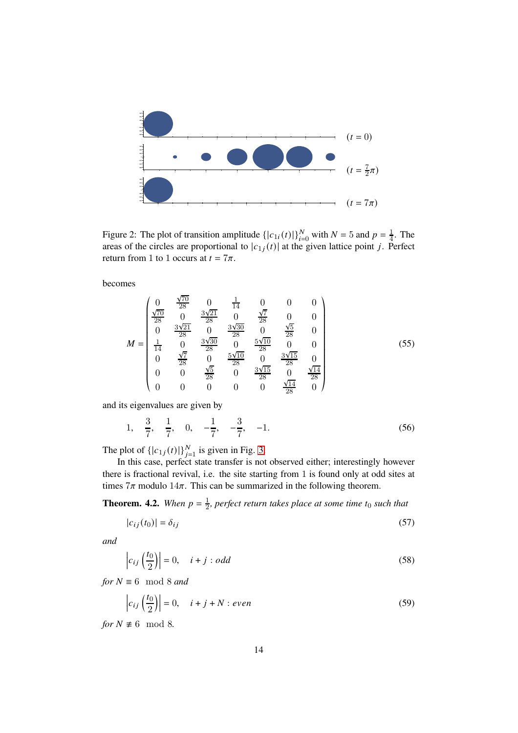Figure 2: The plot of transition amplitude $\{|c_{1i}(t)|\}_{i=0}^{N}$ with $N = 5$ and $p = \frac{1}{4}$. The areas of the circles are proportional to $|c_{1j}(t)|$ at the given lattice point $j$. Perfect return from 1 to 1 occurs at $t = 7\pi$.

becomes

$$
M = \begin{pmatrix}
0 & \frac{\sqrt{70}}{28} & 0 & \frac{1}{14} & 0 & 0 & 0 \\
\frac{\sqrt{70}}{28} & 0 & \frac{3\sqrt{21}}{28} & 0 & \frac{\sqrt{7}}{28} & 0 & 0 \\
0 & \frac{3\sqrt{21}}{28} & 0 & \frac{3\sqrt{30}}{28} & 0 & \frac{\sqrt{5}}{28} & 0 \\
\frac{1}{14} & 0 & \frac{3\sqrt{30}}{28} & 0 & \frac{5\sqrt{10}}{28} & 0 & 0 \\
0 & \frac{\sqrt{7}}{28} & 0 & \frac{5\sqrt{10}}{28} & 0 & \frac{3\sqrt{15}}{28} & 0 \\
0 & 0 & \frac{\sqrt{5}}{28} & 0 & \frac{3\sqrt{15}}{28} & 0 & \frac{\sqrt{14}}{28} \\
0 & 0 & 0 & 0 & 0 & \frac{\sqrt{14}}{28} & 0
\end{pmatrix}
\tag{55}
$$

and its eigenvalues are given by

$$
1, \quad \frac{3}{7}, \quad \frac{1}{7}, \quad 0, \quad -\frac{1}{7}, \quad -\frac{3}{7}, \quad -1. \tag{56}
$$

The plot of $\{|c_{1j}(t)|\}_{j=1}^{N}$ is given in Fig. 3.

In this case, perfect state transfer is not observed either; interestingly however there is fractional revival, i.e. the site starting from 1 is found only at odd sites at times $7\pi$ modulo $14\pi$. This can be summarized in the following theorem.

**Theorem. 4.2.** *When $p = \frac{1}{2}$, perfect return takes place at some time $t_0$ such that*

$$
|c_{ij}(t_0)| = \delta_{ij} \tag{57}
$$

*and*

$$
\left| c_{ij}\left(\frac{t_0}{2}\right) \right| = 0, \quad i + j : odd \tag{58}
$$

*for $N \equiv 6 \mod 8$ and*

$$
\left| c_{ij}\left(\frac{t_0}{2}\right) \right| = 0, \quad i + j + N : even \tag{59}
$$

*for $N \not\equiv 6 \mod 8$.*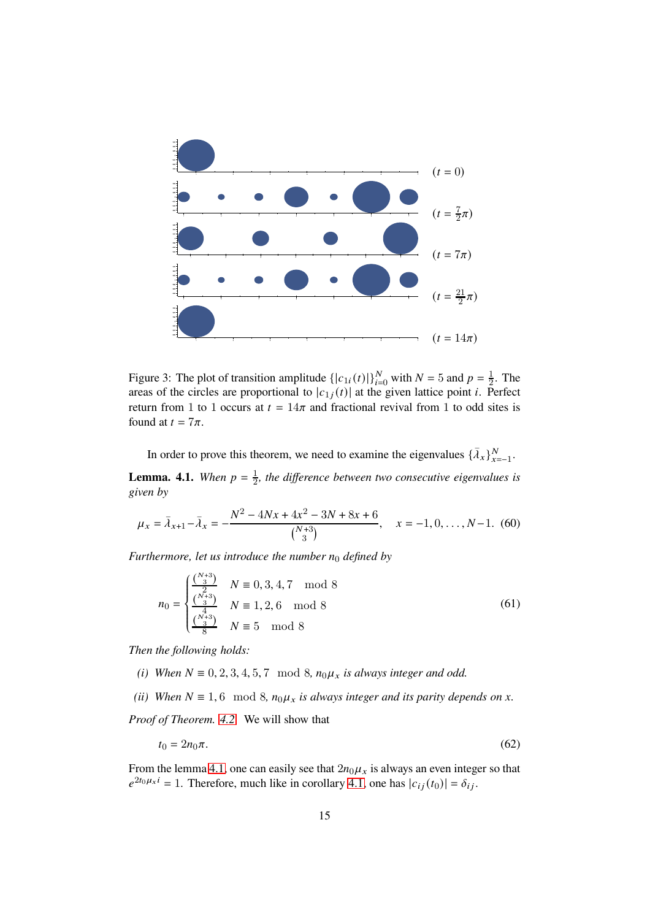Figure 3: The plot of transition amplitude $\{|c_{1i}(t)|\}_{i=0}^{N}$ with $N = 5$ and $p = \frac{1}{2}$. The areas of the circles are proportional to $|c_{1j}(t)|$ at the given lattice point $i$. Perfect return from 1 to 1 occurs at $t = 14\pi$ and fractional revival from 1 to odd sites is found at $t = 7\pi$.

In order to prove this theorem, we need to examine the eigenvalues $\{\bar{\lambda}_x\}_{x=-1}^{N}$.

**Lemma. 4.1.** *When $p = \frac{1}{2}$, the difference between two consecutive eigenvalues is given by*

$$\mu_x = \bar{\lambda}_{x+1} - \bar{\lambda}_x = -\frac{N^2 - 4Nx + 4x^2 - 3N + 8x + 6}{\binom{N+3}{3}}, \quad x = -1, 0, \ldots, N-1. \tag{60}$$

*Furthermore, let us introduce the number $n_0$ defined by*

$$n_0 = \begin{cases} \frac{\binom{N+3}{3}}{2} & N \equiv 0, 3, 4, 7 \mod 8 \\ \frac{\binom{N+3}{3}}{4} & N \equiv 1, 2, 6 \mod 8 \\ \frac{\binom{N+3}{3}}{8} & N \equiv 5 \mod 8 \end{cases} \tag{61}$$

*Then the following holds:*

*(i) When $N \equiv 0, 2, 3, 4, 5, 7 \mod 8$, $n_0\mu_x$ is always integer and odd.*

*(ii) When $N \equiv 1, 6 \mod 8$, $n_0\mu_x$ is always integer and its parity depends on $x$.*

*Proof of Theorem. 4.2* We will show that

$$t_0 = 2n_0\pi. \tag{62}$$

From the lemma 4.1, one can easily see that $2n_0\mu_x$ is always an even integer so that $e^{2t_0\mu_x i} = 1$. Therefore, much like in corollary 4.1, one has $|c_{ij}(t_0)| = \delta_{ij}$.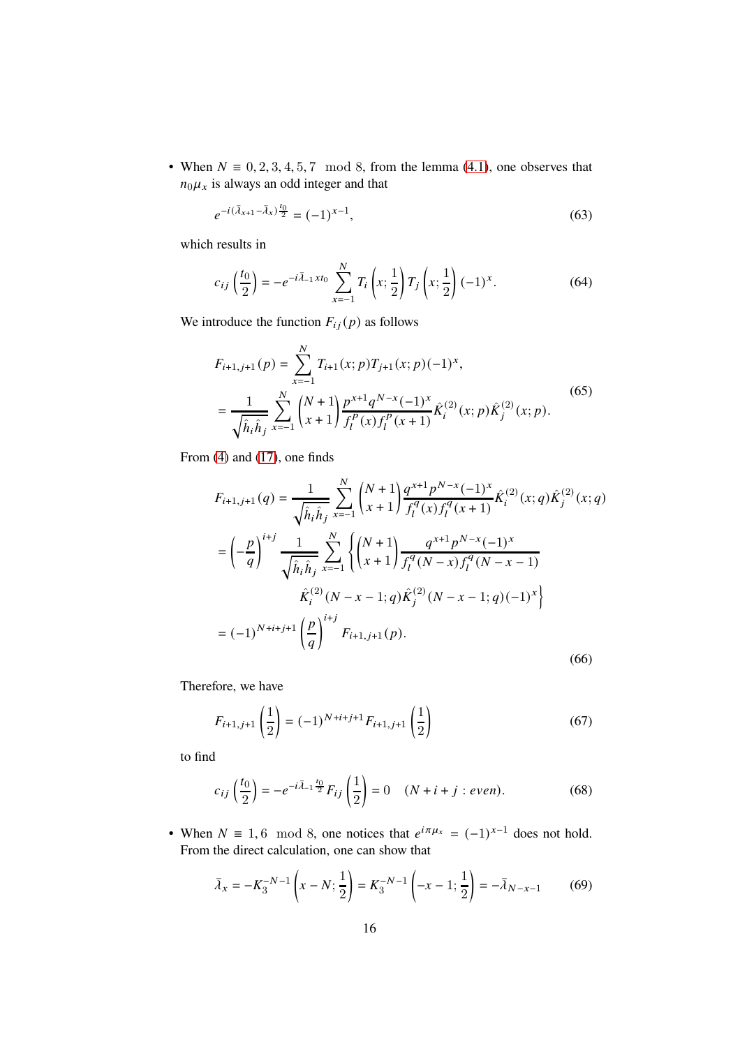- When $N \equiv 0, 2, 3, 4, 5, 7 \mod 8$, from the lemma (4.1), one observes that $n_0\mu_x$ is always an odd integer and that

$$e^{-i(\bar{\lambda}_{x+1}-\bar{\lambda}_x)\frac{t_0}{2}} = (-1)^{x-1}, \tag{63}$$

which results in

$$c_{ij}\left(\frac{t_0}{2}\right) = -e^{-i\bar{\lambda}_{-1}xt_0} \sum_{x=-1}^{N} T_i\left(x; \frac{1}{2}\right) T_j\left(x; \frac{1}{2}\right)(-1)^x. \tag{64}$$

We introduce the function $F_{ij}(p)$ as follows

$$\begin{aligned} F_{i+1,j+1}(p) &= \sum_{x=-1}^{N} T_{i+1}(x;p)T_{j+1}(x;p)(-1)^x, \\ &= \frac{1}{\sqrt{\hat{h}_i\hat{h}_j}} \sum_{x=-1}^{N} \binom{N+1}{x+1} \frac{p^{x+1}q^{N-x}(-1)^x}{f_l^p(x)f_l^p(x+1)} \hat{K}_i^{(2)}(x;p)\hat{K}_j^{(2)}(x;p). \end{aligned} \tag{65}$$

From (4) and (17), one finds

$$\begin{aligned} F_{i+1,j+1}(q) &= \frac{1}{\sqrt{\hat{h}_i\hat{h}_j}} \sum_{x=-1}^{N} \binom{N+1}{x+1} \frac{q^{x+1}p^{N-x}(-1)^x}{f_l^q(x)f_l^q(x+1)} \hat{K}_i^{(2)}(x;q)\hat{K}_j^{(2)}(x;q) \\ &= \left(-\frac{p}{q}\right)^{i+j} \frac{1}{\sqrt{\hat{h}_i\hat{h}_j}} \sum_{x=-1}^{N} \left\{ \binom{N+1}{x+1} \frac{q^{x+1}p^{N-x}(-1)^x}{f_l^q(N-x)f_l^q(N-x-1)} \right. \\ &\qquad \left. \hat{K}_i^{(2)}(N-x-1;q)\hat{K}_j^{(2)}(N-x-1;q)(-1)^x \right\} \\ &= (-1)^{N+i+j+1}\left(\frac{p}{q}\right)^{i+j} F_{i+1,j+1}(p). \end{aligned} \tag{66}$$

Therefore, we have

$$F_{i+1,j+1}\left(\frac{1}{2}\right) = (-1)^{N+i+j+1} F_{i+1,j+1}\left(\frac{1}{2}\right) \tag{67}$$

to find

$$c_{ij}\left(\frac{t_0}{2}\right) = -e^{-i\bar{\lambda}_{-1}\frac{t_0}{2}} F_{ij}\left(\frac{1}{2}\right) = 0 \quad (N+i+j : even). \tag{68}$$

- When $N \equiv 1, 6 \mod 8$, one notices that $e^{i\pi\mu_x} = (-1)^{x-1}$ does not hold. From the direct calculation, one can show that

$$\bar{\lambda}_x = -K_3^{-N-1}\left(x-N; \frac{1}{2}\right) = K_3^{-N-1}\left(-x-1; \frac{1}{2}\right) = -\bar{\lambda}_{N-x-1} \tag{69}$$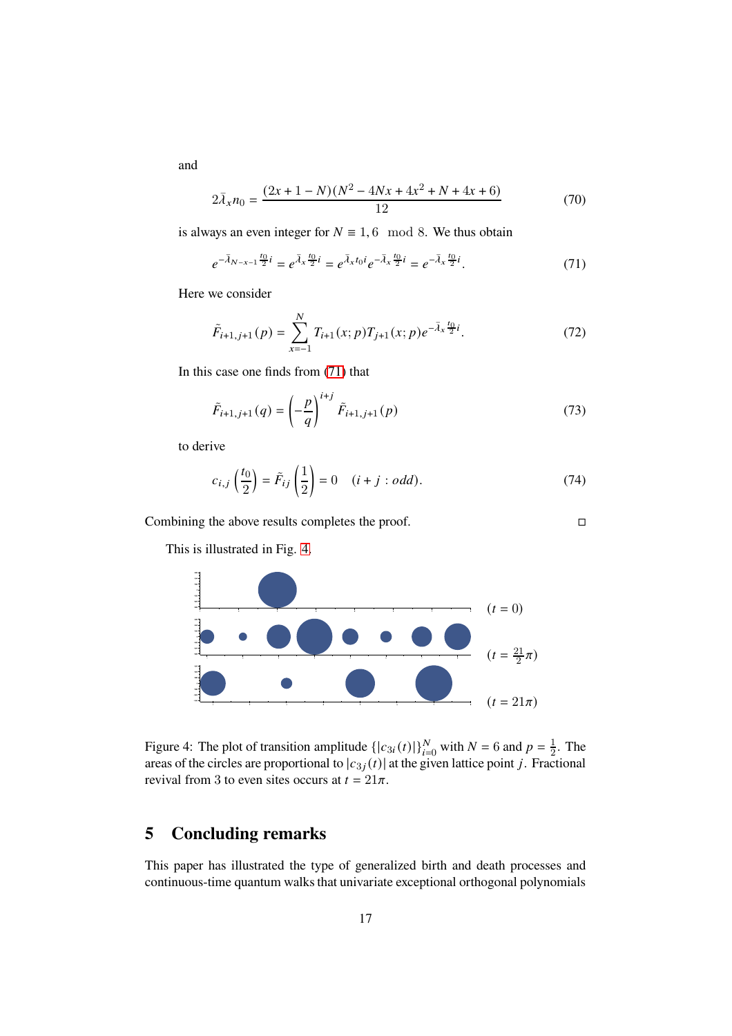and

$$2\bar{\lambda}_x n_0 = \frac{(2x+1-N)(N^2-4Nx+4x^2+N+4x+6)}{12} \tag{70}$$

is always an even integer for $N \equiv 1, 6 \mod 8$. We thus obtain

$$e^{-\bar{\lambda}_{N-x-1}\frac{t_0}{2}i} = e^{\bar{\lambda}_x \frac{t_0}{2}i} = e^{\bar{\lambda}_x t_0 i} e^{-\bar{\lambda}_x \frac{t_0}{2}i} = e^{-\bar{\lambda}_x \frac{t_0}{2}i}. \tag{71}$$

Here we consider

$$\tilde{F}_{i+1,j+1}(p) = \sum_{x=-1}^{N} T_{i+1}(x;p) T_{j+1}(x;p) e^{-\bar{\lambda}_x \frac{t_0}{2}i}. \tag{72}$$

In this case one finds from (71) that

$$\tilde{F}_{i+1,j+1}(q) = \left(-\frac{p}{q}\right)^{i+j} \tilde{F}_{i+1,j+1}(p) \tag{73}$$

to derive

$$c_{i,j}\left(\frac{t_0}{2}\right) = \tilde{F}_{ij}\left(\frac{1}{2}\right) = 0 \quad (i+j : odd). \tag{74}$$

Combining the above results completes the proof. □

This is illustrated in Fig. 4.

Figure 4: The plot of transition amplitude $\{|c_{3i}(t)|\}_{i=0}^{N}$ with $N = 6$ and $p = \frac{1}{2}$. The areas of the circles are proportional to $|c_{3j}(t)|$ at the given lattice point $j$. Fractional revival from 3 to even sites occurs at $t = 21\pi$.

## 5 Concluding remarks

This paper has illustrated the type of generalized birth and death processes and continuous-time quantum walks that univariate exceptional orthogonal polynomials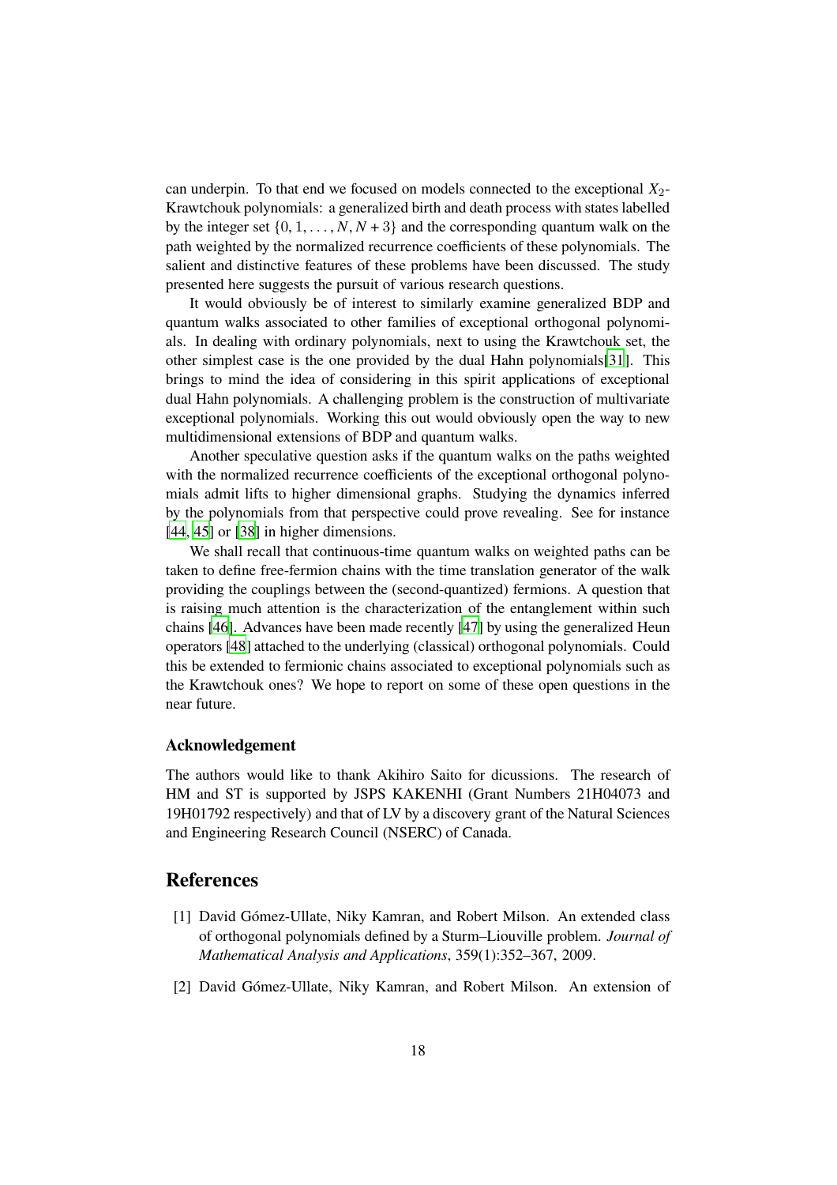can underpin. To that end we focused on models connected to the exceptional $X_2$-Krawtchouk polynomials: a generalized birth and death process with states labelled by the integer set $\{0, 1, \ldots, N, N+3\}$ and the corresponding quantum walk on the path weighted by the normalized recurrence coefficients of these polynomials. The salient and distinctive features of these problems have been discussed. The study presented here suggests the pursuit of various research questions.

It would obviously be of interest to similarly examine generalized BDP and quantum walks associated to other families of exceptional orthogonal polynomials. In dealing with ordinary polynomials, next to using the Krawtchouk set, the other simplest case is the one provided by the dual Hahn polynomials[31]. This brings to mind the idea of considering in this spirit applications of exceptional dual Hahn polynomials. A challenging problem is the construction of multivariate exceptional polynomials. Working this out would obviously open the way to new multidimensional extensions of BDP and quantum walks.

Another speculative question asks if the quantum walks on the paths weighted with the normalized recurrence coefficients of the exceptional orthogonal polynomials admit lifts to higher dimensional graphs. Studying the dynamics inferred by the polynomials from that perspective could prove revealing. See for instance [44, 45] or [38] in higher dimensions.

We shall recall that continuous-time quantum walks on weighted paths can be taken to define free-fermion chains with the time translation generator of the walk providing the couplings between the (second-quantized) fermions. A question that is raising much attention is the characterization of the entanglement within such chains [46]. Advances have been made recently [47] by using the generalized Heun operators [48] attached to the underlying (classical) orthogonal polynomials. Could this be extended to fermionic chains associated to exceptional polynomials such as the Krawtchouk ones? We hope to report on some of these open questions in the near future.

### Acknowledgement

The authors would like to thank Akihiro Saito for dicussions. The research of HM and ST is supported by JSPS KAKENHI (Grant Numbers 21H04073 and 19H01792 respectively) and that of LV by a discovery grant of the Natural Sciences and Engineering Research Council (NSERC) of Canada.

## References

[1] David Gómez-Ullate, Niky Kamran, and Robert Milson. An extended class of orthogonal polynomials defined by a Sturm–Liouville problem. *Journal of Mathematical Analysis and Applications*, 359(1):352–367, 2009.

[2] David Gómez-Ullate, Niky Kamran, and Robert Milson. An extension of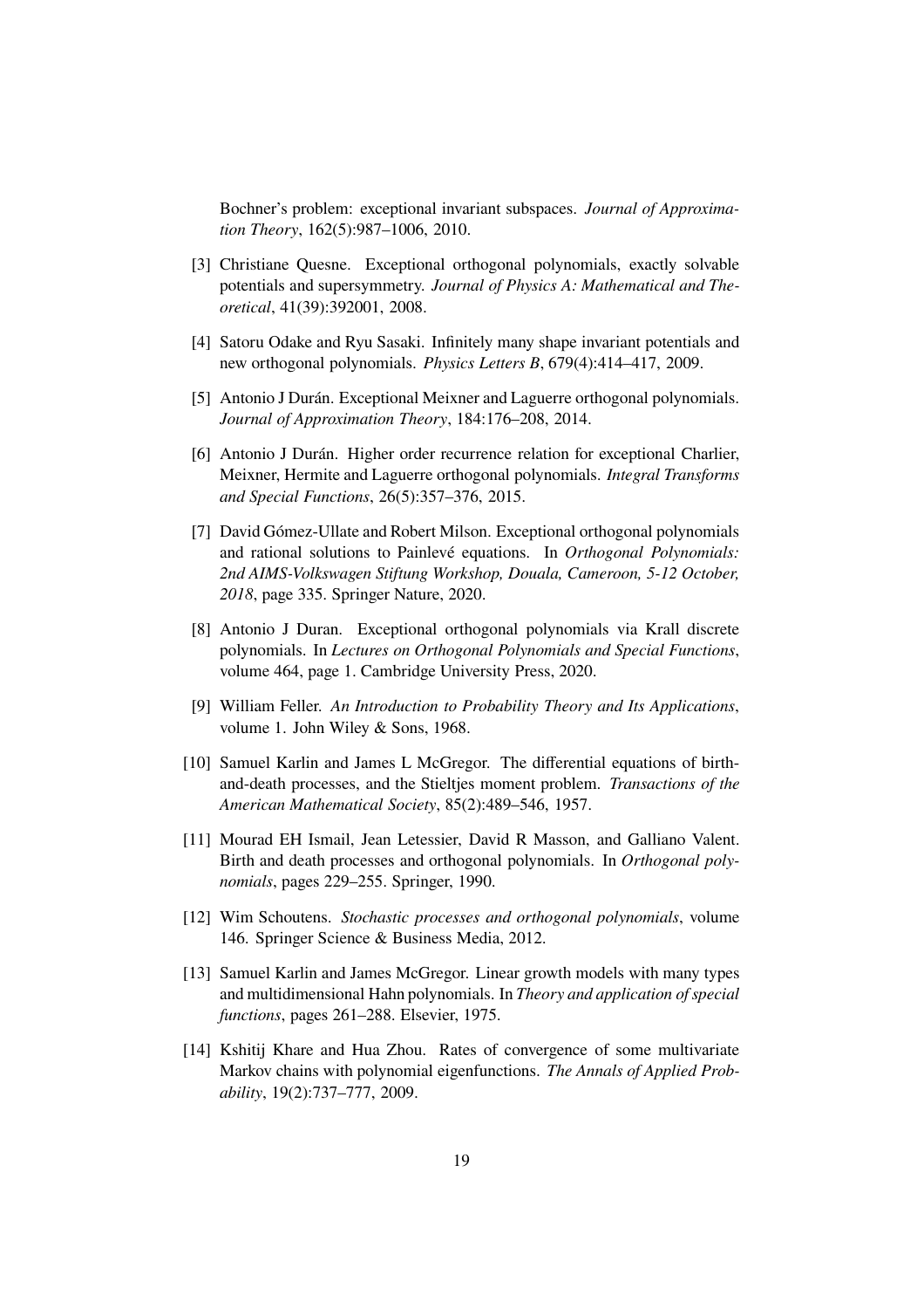Bochner's problem: exceptional invariant subspaces. *Journal of Approximation Theory*, 162(5):987–1006, 2010.

[3] Christiane Quesne. Exceptional orthogonal polynomials, exactly solvable potentials and supersymmetry. *Journal of Physics A: Mathematical and Theoretical*, 41(39):392001, 2008.

[4] Satoru Odake and Ryu Sasaki. Infinitely many shape invariant potentials and new orthogonal polynomials. *Physics Letters B*, 679(4):414–417, 2009.

[5] Antonio J Durán. Exceptional Meixner and Laguerre orthogonal polynomials. *Journal of Approximation Theory*, 184:176–208, 2014.

[6] Antonio J Durán. Higher order recurrence relation for exceptional Charlier, Meixner, Hermite and Laguerre orthogonal polynomials. *Integral Transforms and Special Functions*, 26(5):357–376, 2015.

[7] David Gómez-Ullate and Robert Milson. Exceptional orthogonal polynomials and rational solutions to Painlevé equations. In *Orthogonal Polynomials: 2nd AIMS-Volkswagen Stiftung Workshop, Douala, Cameroon, 5-12 October, 2018*, page 335. Springer Nature, 2020.

[8] Antonio J Duran. Exceptional orthogonal polynomials via Krall discrete polynomials. In *Lectures on Orthogonal Polynomials and Special Functions*, volume 464, page 1. Cambridge University Press, 2020.

[9] William Feller. *An Introduction to Probability Theory and Its Applications*, volume 1. John Wiley & Sons, 1968.

[10] Samuel Karlin and James L McGregor. The differential equations of birth-and-death processes, and the Stieltjes moment problem. *Transactions of the American Mathematical Society*, 85(2):489–546, 1957.

[11] Mourad EH Ismail, Jean Letessier, David R Masson, and Galliano Valent. Birth and death processes and orthogonal polynomials. In *Orthogonal polynomials*, pages 229–255. Springer, 1990.

[12] Wim Schoutens. *Stochastic processes and orthogonal polynomials*, volume 146. Springer Science & Business Media, 2012.

[13] Samuel Karlin and James McGregor. Linear growth models with many types and multidimensional Hahn polynomials. In *Theory and application of special functions*, pages 261–288. Elsevier, 1975.

[14] Kshitij Khare and Hua Zhou. Rates of convergence of some multivariate Markov chains with polynomial eigenfunctions. *The Annals of Applied Probability*, 19(2):737–777, 2009.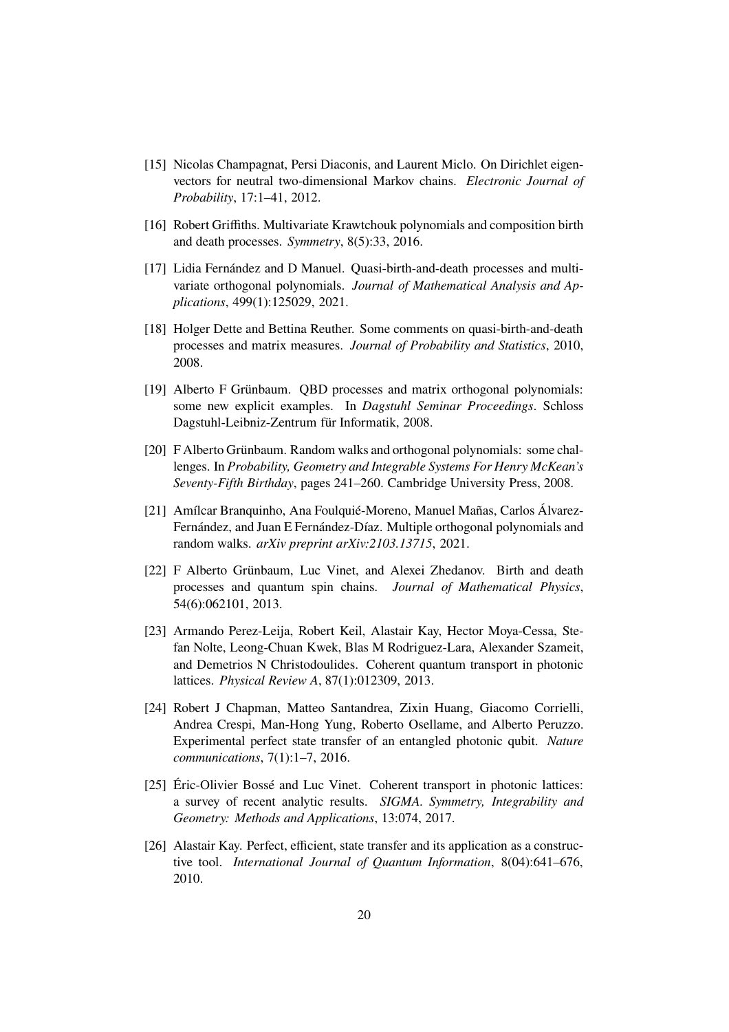[15] Nicolas Champagnat, Persi Diaconis, and Laurent Miclo. On Dirichlet eigenvectors for neutral two-dimensional Markov chains. *Electronic Journal of Probability*, 17:1–41, 2012.

[16] Robert Griffiths. Multivariate Krawtchouk polynomials and composition birth and death processes. *Symmetry*, 8(5):33, 2016.

[17] Lidia Fernández and D Manuel. Quasi-birth-and-death processes and multivariate orthogonal polynomials. *Journal of Mathematical Analysis and Applications*, 499(1):125029, 2021.

[18] Holger Dette and Bettina Reuther. Some comments on quasi-birth-and-death processes and matrix measures. *Journal of Probability and Statistics*, 2010, 2008.

[19] Alberto F Grünbaum. QBD processes and matrix orthogonal polynomials: some new explicit examples. In *Dagstuhl Seminar Proceedings*. Schloss Dagstuhl-Leibniz-Zentrum für Informatik, 2008.

[20] F Alberto Grünbaum. Random walks and orthogonal polynomials: some challenges. In *Probability, Geometry and Integrable Systems For Henry McKean's Seventy-Fifth Birthday*, pages 241–260. Cambridge University Press, 2008.

[21] Amílcar Branquinho, Ana Foulquié-Moreno, Manuel Mañas, Carlos Álvarez-Fernández, and Juan E Fernández-Díaz. Multiple orthogonal polynomials and random walks. *arXiv preprint arXiv:2103.13715*, 2021.

[22] F Alberto Grünbaum, Luc Vinet, and Alexei Zhedanov. Birth and death processes and quantum spin chains. *Journal of Mathematical Physics*, 54(6):062101, 2013.

[23] Armando Perez-Leija, Robert Keil, Alastair Kay, Hector Moya-Cessa, Stefan Nolte, Leong-Chuan Kwek, Blas M Rodriguez-Lara, Alexander Szameit, and Demetrios N Christodoulides. Coherent quantum transport in photonic lattices. *Physical Review A*, 87(1):012309, 2013.

[24] Robert J Chapman, Matteo Santandrea, Zixin Huang, Giacomo Corrielli, Andrea Crespi, Man-Hong Yung, Roberto Osellame, and Alberto Peruzzo. Experimental perfect state transfer of an entangled photonic qubit. *Nature communications*, 7(1):1–7, 2016.

[25] Éric-Olivier Bossé and Luc Vinet. Coherent transport in photonic lattices: a survey of recent analytic results. *SIGMA. Symmetry, Integrability and Geometry: Methods and Applications*, 13:074, 2017.

[26] Alastair Kay. Perfect, efficient, state transfer and its application as a constructive tool. *International Journal of Quantum Information*, 8(04):641–676, 2010.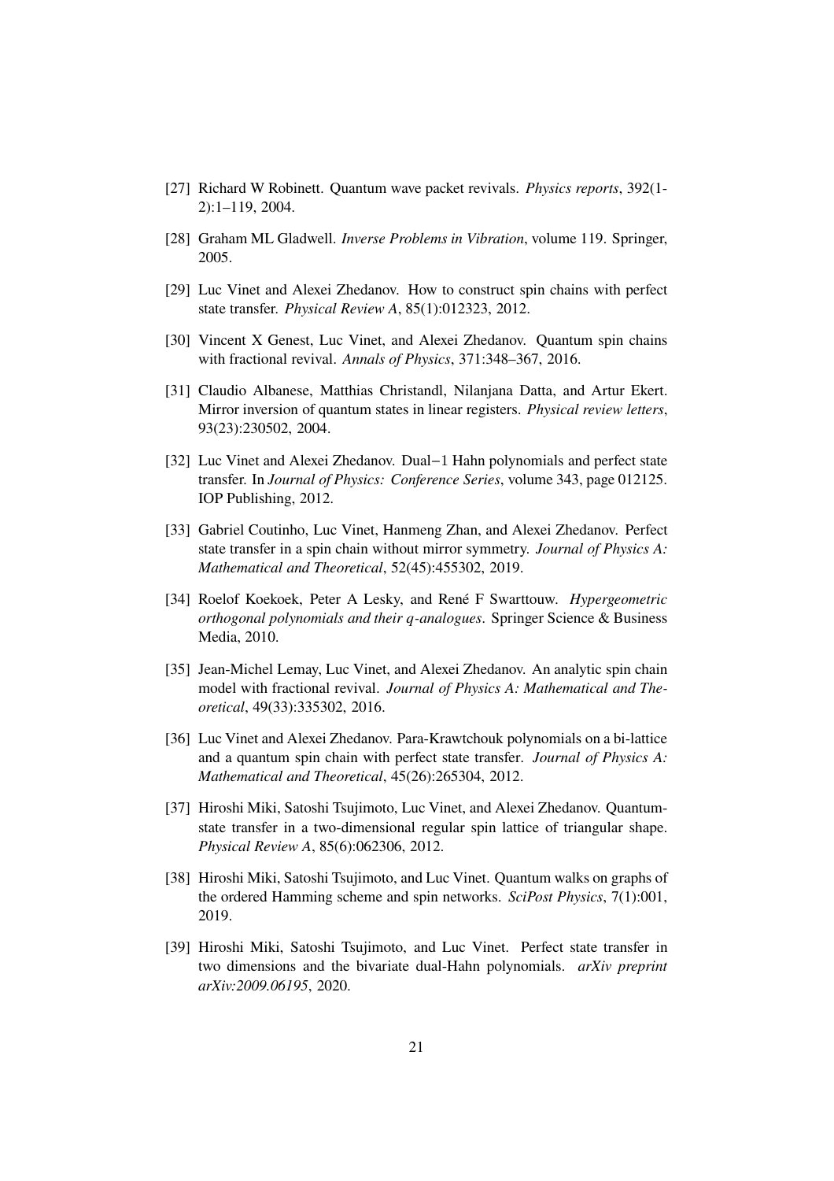[27] Richard W Robinett. Quantum wave packet revivals. *Physics reports*, 392(1-2):1–119, 2004.

[28] Graham ML Gladwell. *Inverse Problems in Vibration*, volume 119. Springer, 2005.

[29] Luc Vinet and Alexei Zhedanov. How to construct spin chains with perfect state transfer. *Physical Review A*, 85(1):012323, 2012.

[30] Vincent X Genest, Luc Vinet, and Alexei Zhedanov. Quantum spin chains with fractional revival. *Annals of Physics*, 371:348–367, 2016.

[31] Claudio Albanese, Matthias Christandl, Nilanjana Datta, and Artur Ekert. Mirror inversion of quantum states in linear registers. *Physical review letters*, 93(23):230502, 2004.

[32] Luc Vinet and Alexei Zhedanov. Dual$-1$ Hahn polynomials and perfect state transfer. In *Journal of Physics: Conference Series*, volume 343, page 012125. IOP Publishing, 2012.

[33] Gabriel Coutinho, Luc Vinet, Hanmeng Zhan, and Alexei Zhedanov. Perfect state transfer in a spin chain without mirror symmetry. *Journal of Physics A: Mathematical and Theoretical*, 52(45):455302, 2019.

[34] Roelof Koekoek, Peter A Lesky, and René F Swarttouw. *Hypergeometric orthogonal polynomials and their $q$-analogues*. Springer Science & Business Media, 2010.

[35] Jean-Michel Lemay, Luc Vinet, and Alexei Zhedanov. An analytic spin chain model with fractional revival. *Journal of Physics A: Mathematical and Theoretical*, 49(33):335302, 2016.

[36] Luc Vinet and Alexei Zhedanov. Para-Krawtchouk polynomials on a bi-lattice and a quantum spin chain with perfect state transfer. *Journal of Physics A: Mathematical and Theoretical*, 45(26):265304, 2012.

[37] Hiroshi Miki, Satoshi Tsujimoto, Luc Vinet, and Alexei Zhedanov. Quantum-state transfer in a two-dimensional regular spin lattice of triangular shape. *Physical Review A*, 85(6):062306, 2012.

[38] Hiroshi Miki, Satoshi Tsujimoto, and Luc Vinet. Quantum walks on graphs of the ordered Hamming scheme and spin networks. *SciPost Physics*, 7(1):001, 2019.

[39] Hiroshi Miki, Satoshi Tsujimoto, and Luc Vinet. Perfect state transfer in two dimensions and the bivariate dual-Hahn polynomials. *arXiv preprint arXiv:2009.06195*, 2020.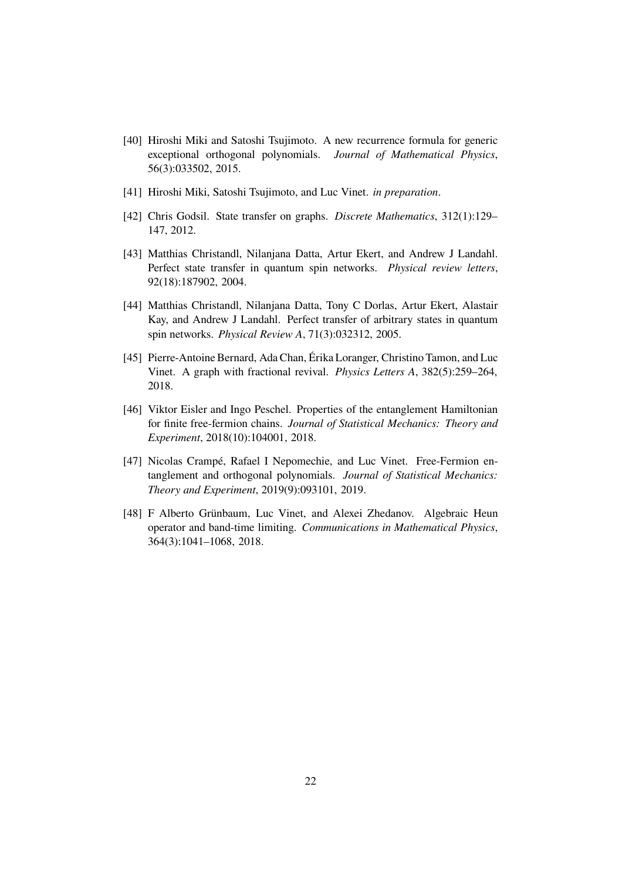[40] Hiroshi Miki and Satoshi Tsujimoto. A new recurrence formula for generic exceptional orthogonal polynomials. *Journal of Mathematical Physics*, 56(3):033502, 2015.

[41] Hiroshi Miki, Satoshi Tsujimoto, and Luc Vinet. *in preparation*.

[42] Chris Godsil. State transfer on graphs. *Discrete Mathematics*, 312(1):129–147, 2012.

[43] Matthias Christandl, Nilanjana Datta, Artur Ekert, and Andrew J Landahl. Perfect state transfer in quantum spin networks. *Physical review letters*, 92(18):187902, 2004.

[44] Matthias Christandl, Nilanjana Datta, Tony C Dorlas, Artur Ekert, Alastair Kay, and Andrew J Landahl. Perfect transfer of arbitrary states in quantum spin networks. *Physical Review A*, 71(3):032312, 2005.

[45] Pierre-Antoine Bernard, Ada Chan, Érika Loranger, Christino Tamon, and Luc Vinet. A graph with fractional revival. *Physics Letters A*, 382(5):259–264, 2018.

[46] Viktor Eisler and Ingo Peschel. Properties of the entanglement Hamiltonian for finite free-fermion chains. *Journal of Statistical Mechanics: Theory and Experiment*, 2018(10):104001, 2018.

[47] Nicolas Crampé, Rafael I Nepomechie, and Luc Vinet. Free-Fermion entanglement and orthogonal polynomials. *Journal of Statistical Mechanics: Theory and Experiment*, 2019(9):093101, 2019.

[48] F Alberto Grünbaum, Luc Vinet, and Alexei Zhedanov. Algebraic Heun operator and band-time limiting. *Communications in Mathematical Physics*, 364(3):1041–1068, 2018.